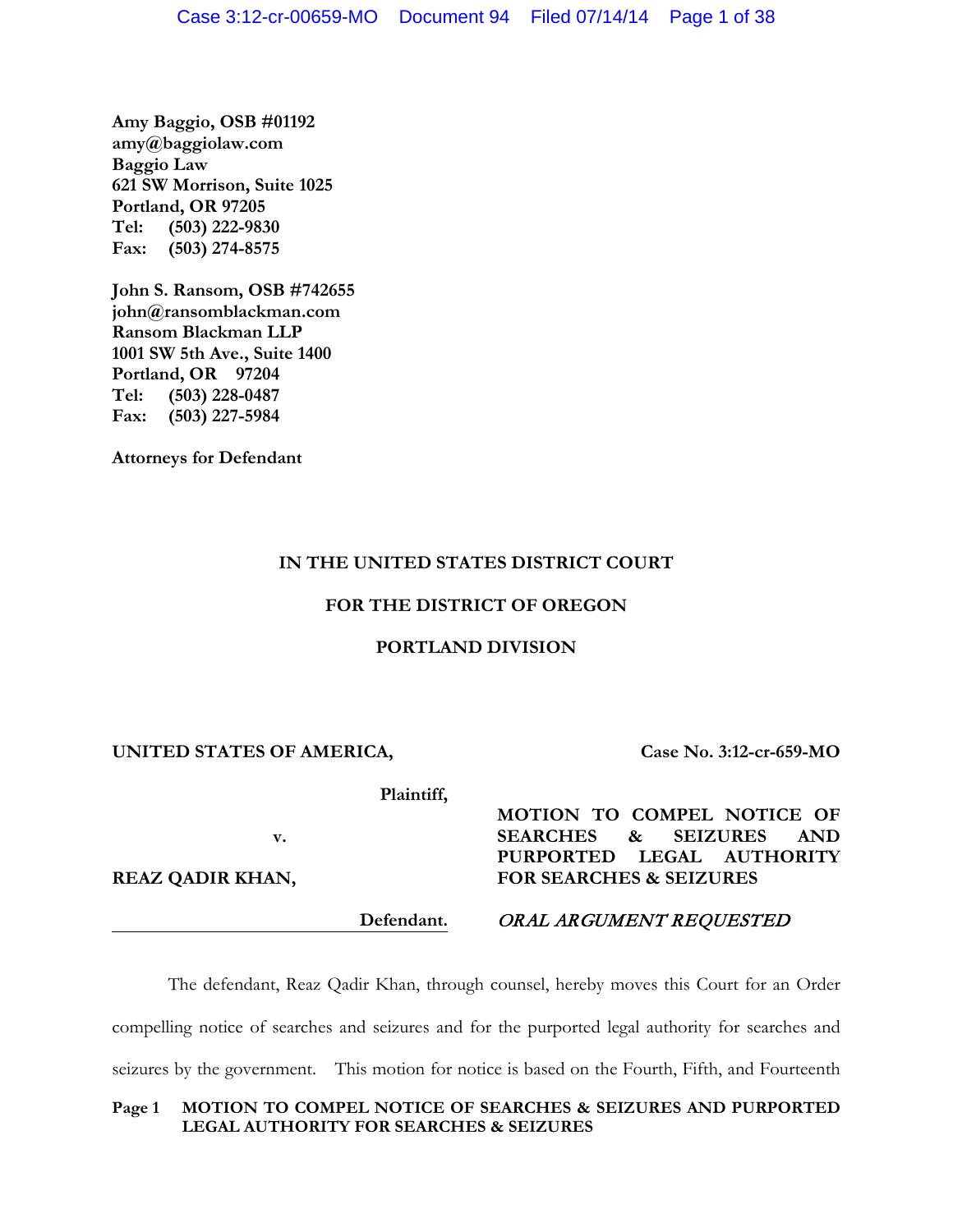**Amy Baggio, OSB #01192**
**amy@baggiolaw.com**
**Baggio Law**
**621 SW Morrison, Suite 1025**
**Portland, OR 97205**
**Tel: (503) 222-9830**
**Fax: (503) 274-8575**

**John S. Ransom, OSB #742655**
**john@ransomblackman.com**
**Ransom Blackman LLP**
**1001 SW 5th Ave., Suite 1400**
**Portland, OR 97204**
**Tel: (503) 228-0487**
**Fax: (503) 227-5984**

**Attorneys for Defendant**

**IN THE UNITED STATES DISTRICT COURT**

**FOR THE DISTRICT OF OREGON**

**PORTLAND DIVISION**

**UNITED STATES OF AMERICA,**

**Plaintiff,**

**v.**

**REAZ QADIR KHAN,**

**Defendant.**

**Case No. 3:12-cr-659-MO**

**MOTION TO COMPEL NOTICE OF SEARCHES & SEIZURES AND PURPORTED LEGAL AUTHORITY FOR SEARCHES & SEIZURES**

***ORAL ARGUMENT REQUESTED***

The defendant, Reaz Qadir Khan, through counsel, hereby moves this Court for an Order compelling notice of searches and seizures and for the purported legal authority for searches and seizures by the government. This motion for notice is based on the Fourth, Fifth, and Fourteenth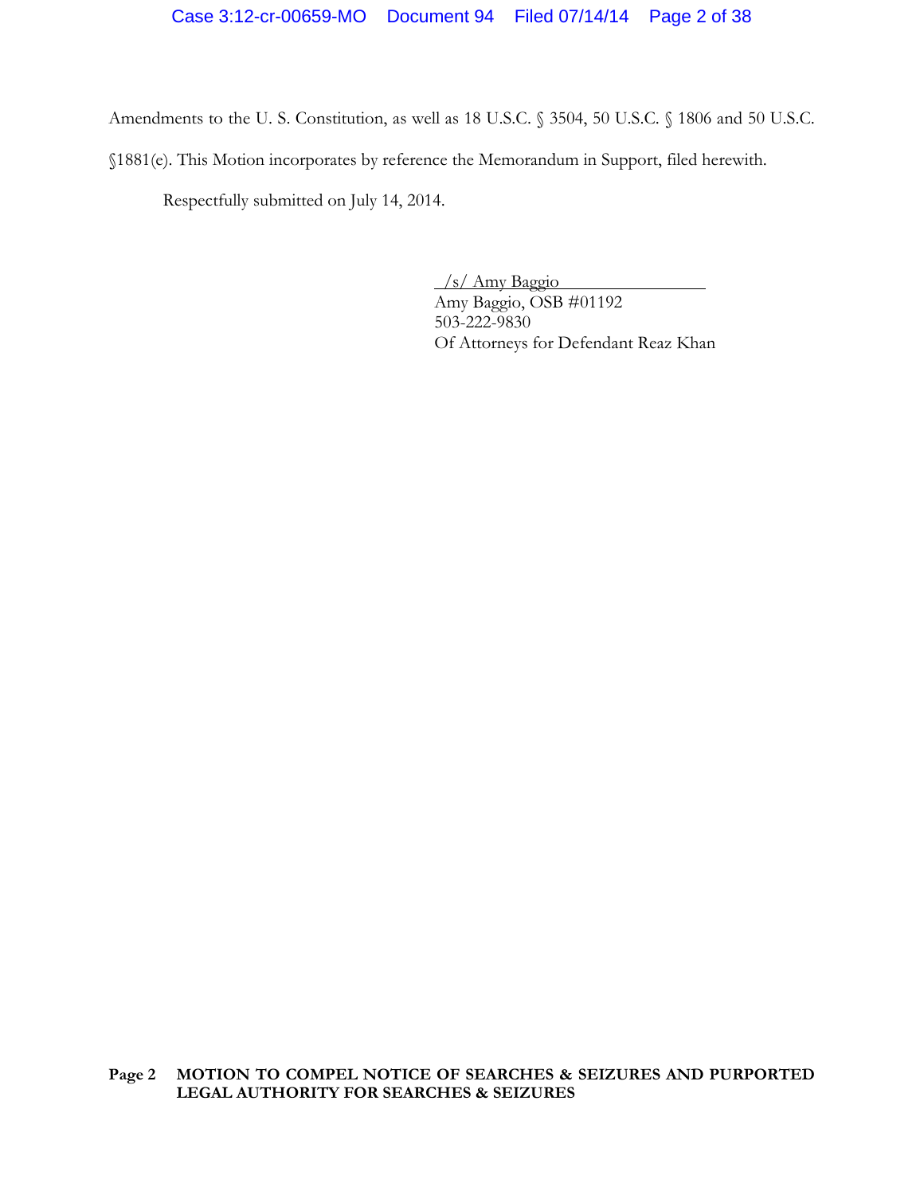Amendments to the U. S. Constitution, as well as 18 U.S.C. § 3504, 50 U.S.C. § 1806 and 50 U.S.C. §1881(e). This Motion incorporates by reference the Memorandum in Support, filed herewith.

Respectfully submitted on July 14, 2014.

/s/ Amy Baggio
Amy Baggio, OSB #01192
503-222-9830
Of Attorneys for Defendant Reaz Khan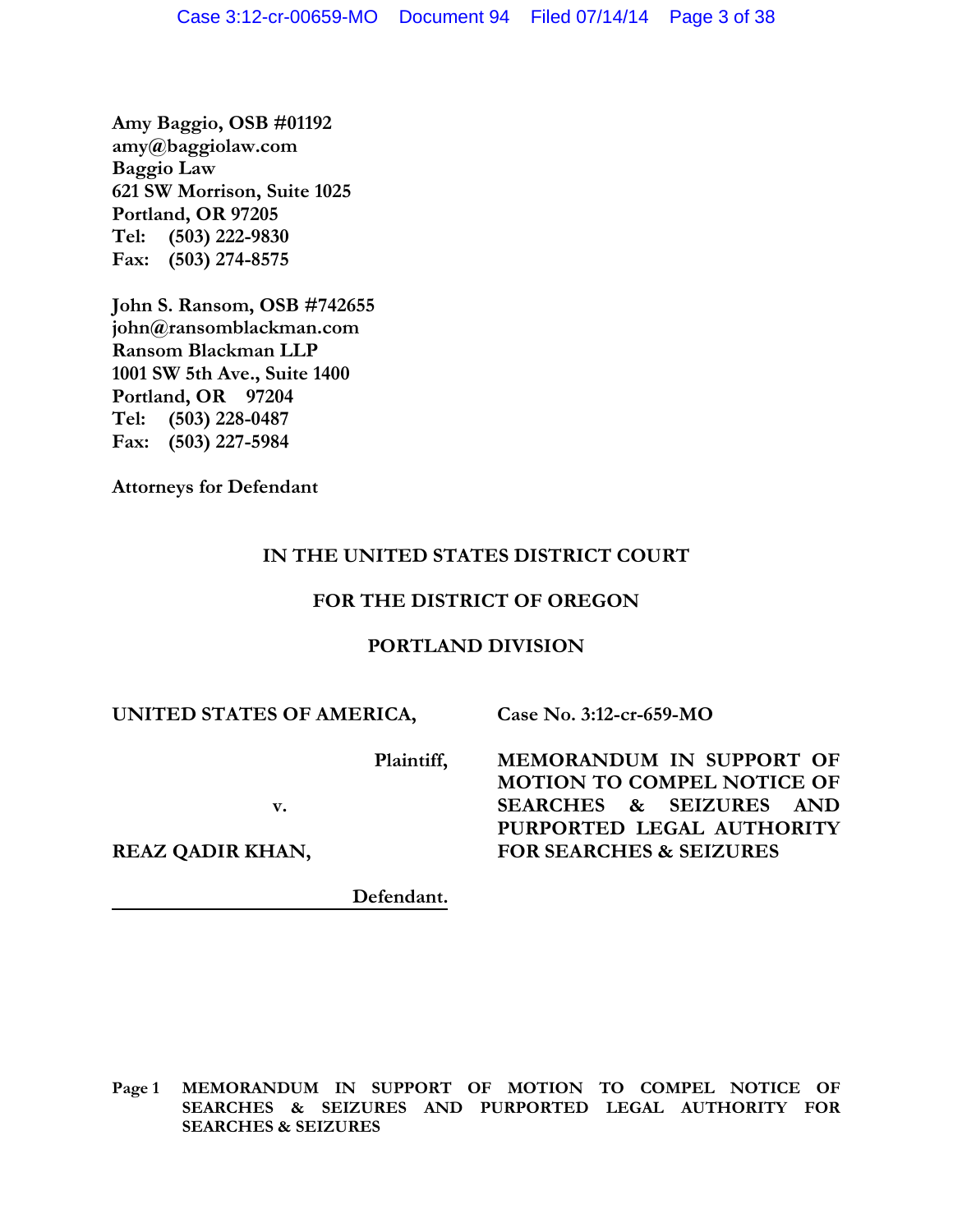**Amy Baggio, OSB #01192**
**amy@baggiolaw.com**
**Baggio Law**
**621 SW Morrison, Suite 1025**
**Portland, OR 97205**
**Tel: (503) 222-9830**
**Fax: (503) 274-8575**

**John S. Ransom, OSB #742655**
**john@ransomblackman.com**
**Ransom Blackman LLP**
**1001 SW 5th Ave., Suite 1400**
**Portland, OR 97204**
**Tel: (503) 228-0487**
**Fax: (503) 227-5984**

**Attorneys for Defendant**

**IN THE UNITED STATES DISTRICT COURT**

**FOR THE DISTRICT OF OREGON**

**PORTLAND DIVISION**

| | |
|---|---|
| **UNITED STATES OF AMERICA,** | **Case No. 3:12-cr-659-MO** |
| **Plaintiff,** | **MEMORANDUM IN SUPPORT OF MOTION TO COMPEL NOTICE OF SEARCHES & SEIZURES AND PURPORTED LEGAL AUTHORITY FOR SEARCHES & SEIZURES** |
| **v.** | |
| **REAZ QADIR KHAN,** | |
| **Defendant.** | |

**Page 1 MEMORANDUM IN SUPPORT OF MOTION TO COMPEL NOTICE OF SEARCHES & SEIZURES AND PURPORTED LEGAL AUTHORITY FOR SEARCHES & SEIZURES**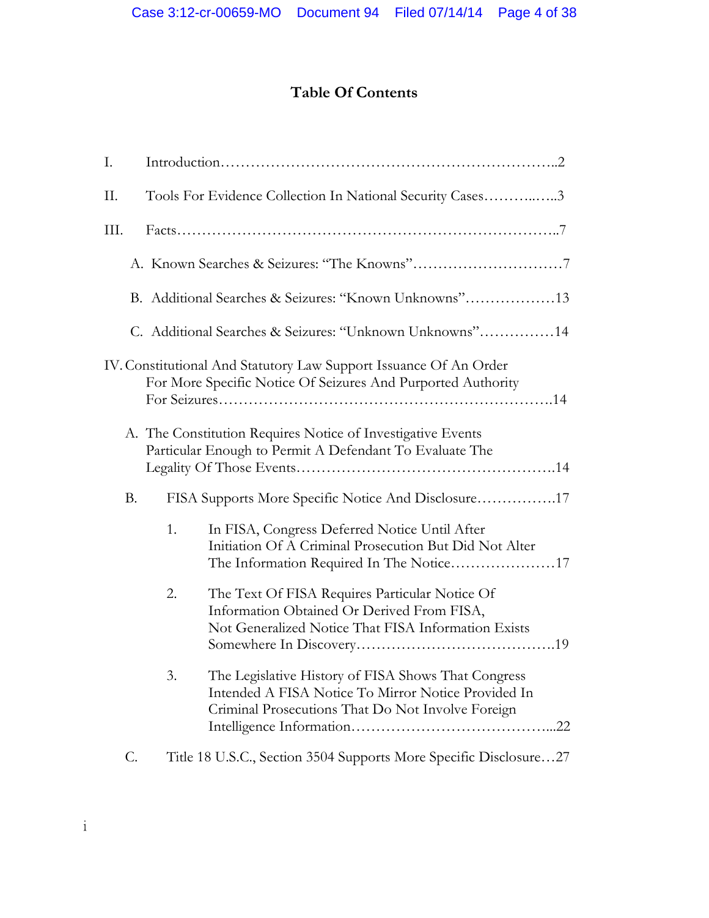# Table Of Contents

I. Introduction…………………………………………………………..2

II. Tools For Evidence Collection In National Security Cases………..…..3

III. Facts…………………………………………………………………..7

A. Known Searches & Seizures: "The Knowns"…………………………7

B. Additional Searches & Seizures: "Known Unknowns"………………13

C. Additional Searches & Seizures: "Unknown Unknowns"……………14

IV. Constitutional And Statutory Law Support Issuance Of An Order For More Specific Notice Of Seizures And Purported Authority For Seizures……………………………………………………….14

A. The Constitution Requires Notice of Investigative Events Particular Enough to Permit A Defendant To Evaluate The Legality Of Those Events…………………………………………….14

B. FISA Supports More Specific Notice And Disclosure……………17

1. In FISA, Congress Deferred Notice Until After Initiation Of A Criminal Prosecution But Did Not Alter The Information Required In The Notice…………………17

2. The Text Of FISA Requires Particular Notice Of Information Obtained Or Derived From FISA, Not Generalized Notice That FISA Information Exists Somewhere In Discovery………………………………….19

3. The Legislative History of FISA Shows That Congress Intended A FISA Notice To Mirror Notice Provided In Criminal Prosecutions That Do Not Involve Foreign Intelligence Information…………………………………...22

C. Title 18 U.S.C., Section 3504 Supports More Specific Disclosure…27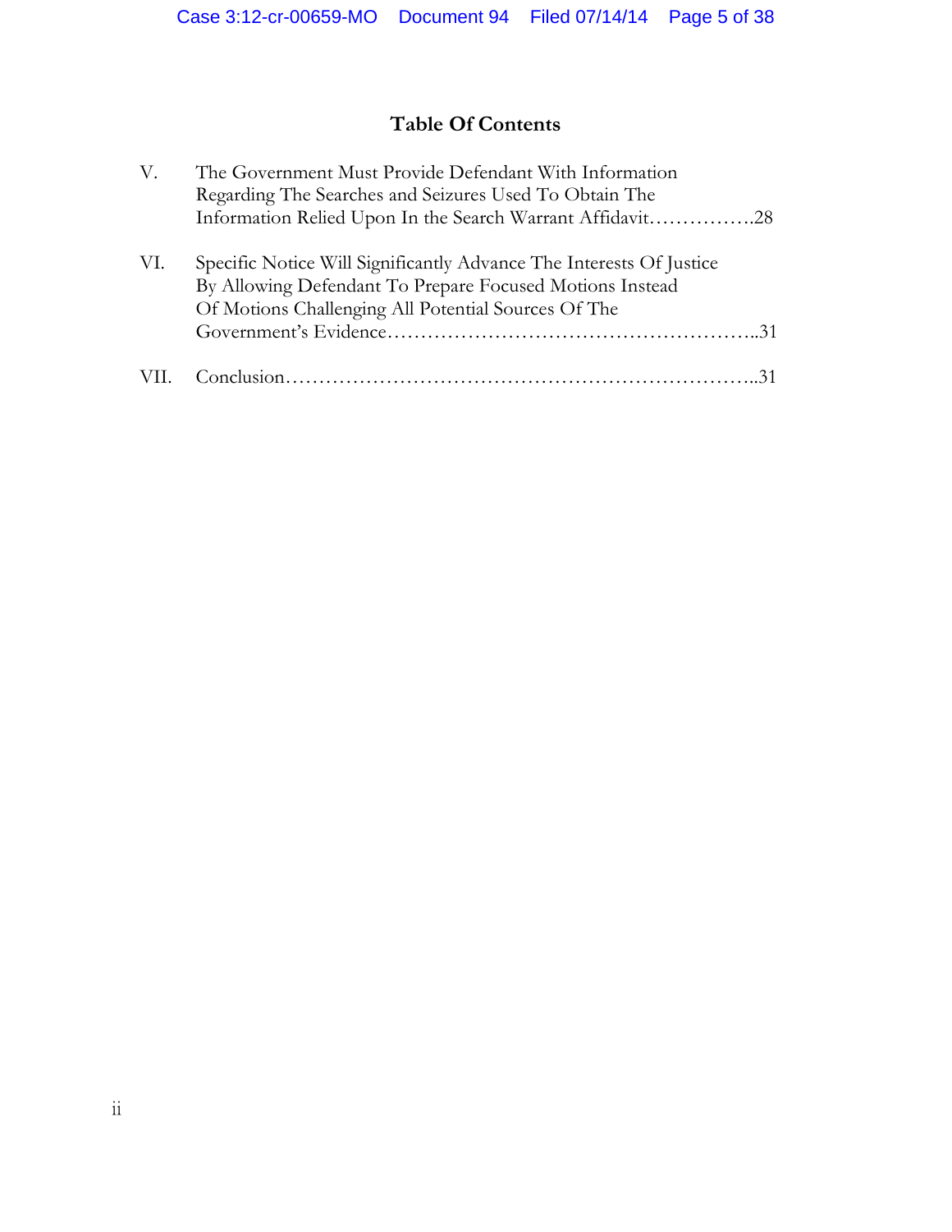## Table Of Contents

V. The Government Must Provide Defendant With Information Regarding The Searches and Seizures Used To Obtain The Information Relied Upon In the Search Warrant Affidavit…………….28

VI. Specific Notice Will Significantly Advance The Interests Of Justice By Allowing Defendant To Prepare Focused Motions Instead Of Motions Challenging All Potential Sources Of The Government's Evidence……………………………………………..31

VII. Conclusion…………………………………………………………..31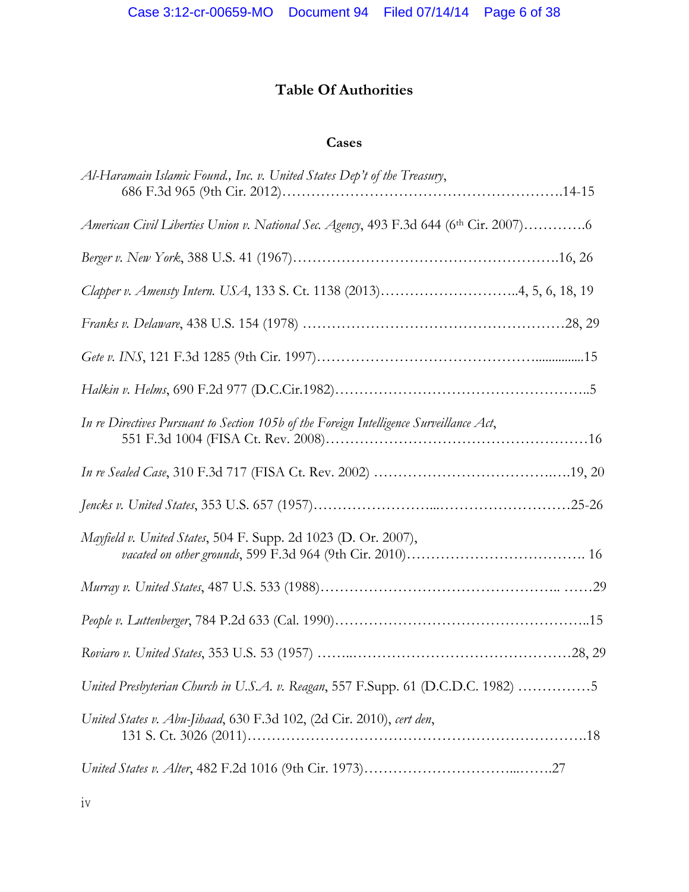# Table Of Authorities

## Cases

*Al-Haramain Islamic Found., Inc. v. United States Dep't of the Treasury*, 686 F.3d 965 (9th Cir. 2012)……………………………………………….14-15

*American Civil Liberties Union v. National Sec. Agency*, 493 F.3d 644 (6th Cir. 2007)………….6

*Berger v. New York*, 388 U.S. 41 (1967)…………………………………………….16, 26

*Clapper v. Amensty Intern. USA*, 133 S. Ct. 1138 (2013)………………………..4, 5, 6, 18, 19

*Franks v. Delaware*, 438 U.S. 154 (1978) ……………………………………………28, 29

*Gete v. INS*, 121 F.3d 1285 (9th Cir. 1997)……………………………………...............15

*Halkin v. Helms*, 690 F.2d 977 (D.C.Cir.1982)……………………………………………..5

*In re Directives Pursuant to Section 105b of the Foreign Intelligence Surveillance Act*, 551 F.3d 1004 (FISA Ct. Rev. 2008)……………………………………………16

*In re Sealed Case*, 310 F.3d 717 (FISA Ct. Rev. 2002) ………………………………..…19, 20

*Jencks v. United States*, 353 U.S. 657 (1957)……………………....………………………25-26

*Mayfield v. United States*, 504 F. Supp. 2d 1023 (D. Or. 2007), *vacated on other grounds*, 599 F.3d 964 (9th Cir. 2010)………………………………. 16

*Murray v. United States*, 487 U.S. 533 (1988)………………………………………….. ……29

*People v. Luttenberger*, 784 P.2d 633 (Cal. 1990)……………………………………………..15

*Roviaro v. United States*, 353 U.S. 53 (1957) ……...………………………………………28, 29

*United Presbyterian Church in U.S.A. v. Reagan*, 557 F.Supp. 61 (D.C.D.C. 1982) ……………5

*United States v. Abu-Jihaad*, 630 F.3d 102, (2d Cir. 2010), *cert den*, 131 S. Ct. 3026 (2011)…………………………………………………………….18

*United States v. Alter*, 482 F.2d 1016 (9th Cir. 1973)…………………………...…….27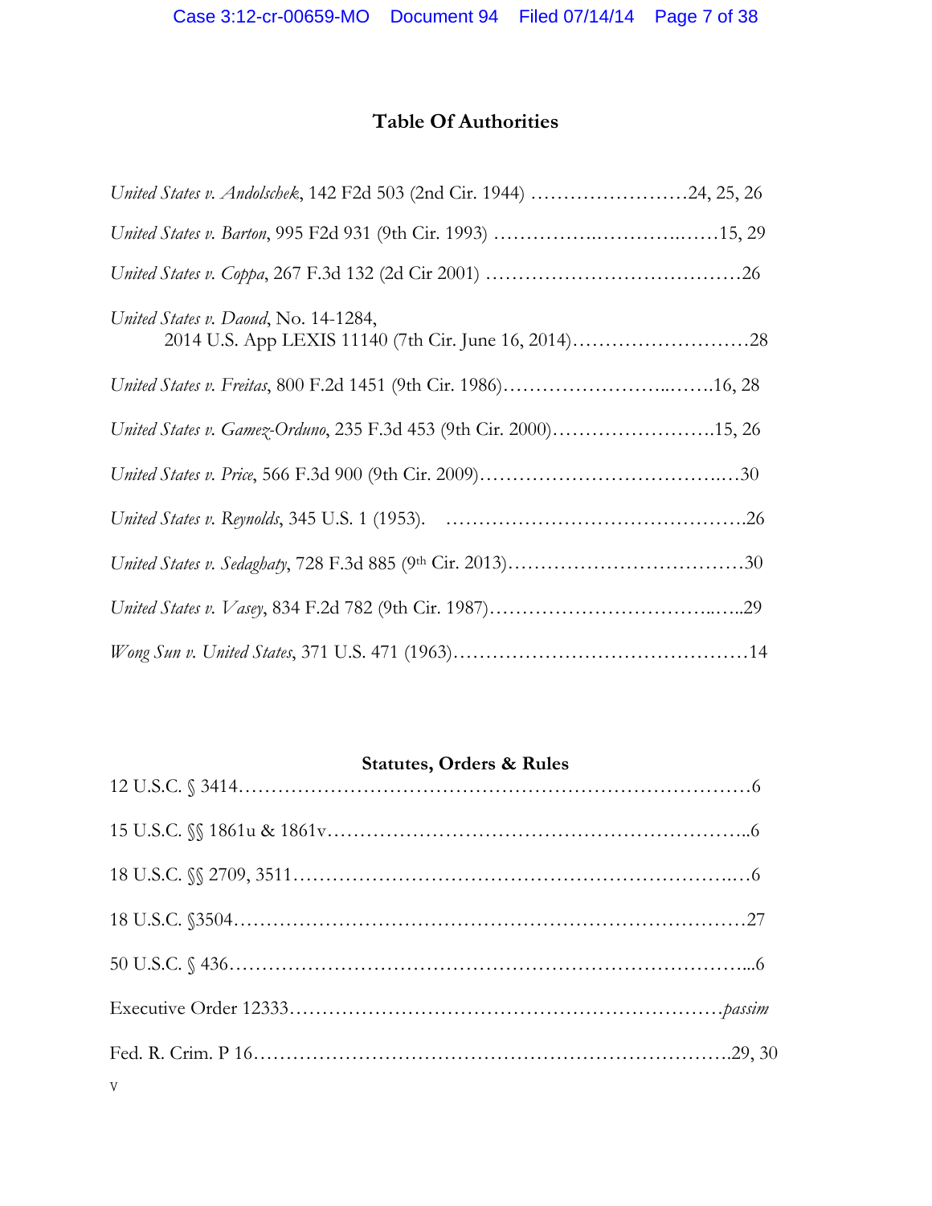# Table Of Authorities

*United States v. Andolschek*, 142 F2d 503 (2nd Cir. 1944) ……………………24, 25, 26

*United States v. Barton*, 995 F2d 931 (9th Cir. 1993) …………….………….……15, 29

*United States v. Coppa*, 267 F.3d 132 (2d Cir 2001) …………………………………26

*United States v. Daoud*, No. 14-1284,
2014 U.S. App LEXIS 11140 (7th Cir. June 16, 2014)………………………28

*United States v. Freitas*, 800 F.2d 1451 (9th Cir. 1986)……………………..…….16, 28

*United States v. Gamez-Orduno*, 235 F.3d 453 (9th Cir. 2000)…………………….15, 26

*United States v. Price*, 566 F.3d 900 (9th Cir. 2009)……………………………..…30

*United States v. Reynolds*, 345 U.S. 1 (1953). ……………………………………….26

*United States v. Sedaghaty*, 728 F.3d 885 (9th Cir. 2013)………………………………30

*United States v. Vasey*, 834 F.2d 782 (9th Cir. 1987)……………………………..…..29

*Wong Sun v. United States*, 371 U.S. 471 (1963)………………………………………14

## Statutes, Orders & Rules

12 U.S.C. § 3414…………………………………………………………………6

15 U.S.C. §§ 1861u & 1861v……………………………………………………..6

18 U.S.C. §§ 2709, 3511……………………………………………………..…6

18 U.S.C. §3504………………………………………………………………27

50 U.S.C. § 436……………………………………………………………...6

Executive Order 12333………………………………………………………*passim*

Fed. R. Crim. P 16…………………………………………………………….29, 30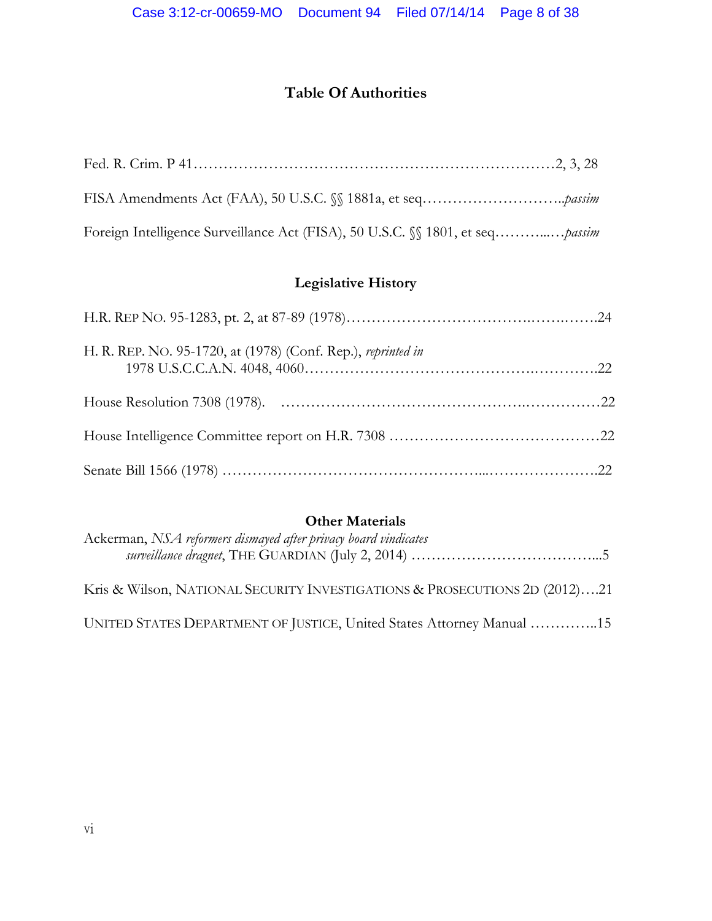# Table Of Authorities

Fed. R. Crim. P 41……………………………………………………………2, 3, 28

FISA Amendments Act (FAA), 50 U.S.C. §§ 1881a, et seq………………………..*passim*

Foreign Intelligence Surveillance Act (FISA), 50 U.S.C. §§ 1801, et seq………...…*passim*

## Legislative History

H.R. REP NO. 95-1283, pt. 2, at 87-89 (1978)……………………………….…….…….24

H. R. REP. NO. 95-1720, at (1978) (Conf. Rep.), *reprinted in* 1978 U.S.C.C.A.N. 4048, 4060……………………………………..………….22

House Resolution 7308 (1978). ……………………………………..…………….22

House Intelligence Committee report on H.R. 7308 ……………………………………22

Senate Bill 1566 (1978) ………………………………………….....………………….22

## Other Materials

Ackerman, *NSA reformers dismayed after privacy board vindicates surveillance dragnet*, THE GUARDIAN (July 2, 2014) ……………………………….....5

Kris & Wilson, NATIONAL SECURITY INVESTIGATIONS & PROSECUTIONS 2D (2012)….21

UNITED STATES DEPARTMENT OF JUSTICE, United States Attorney Manual …………..15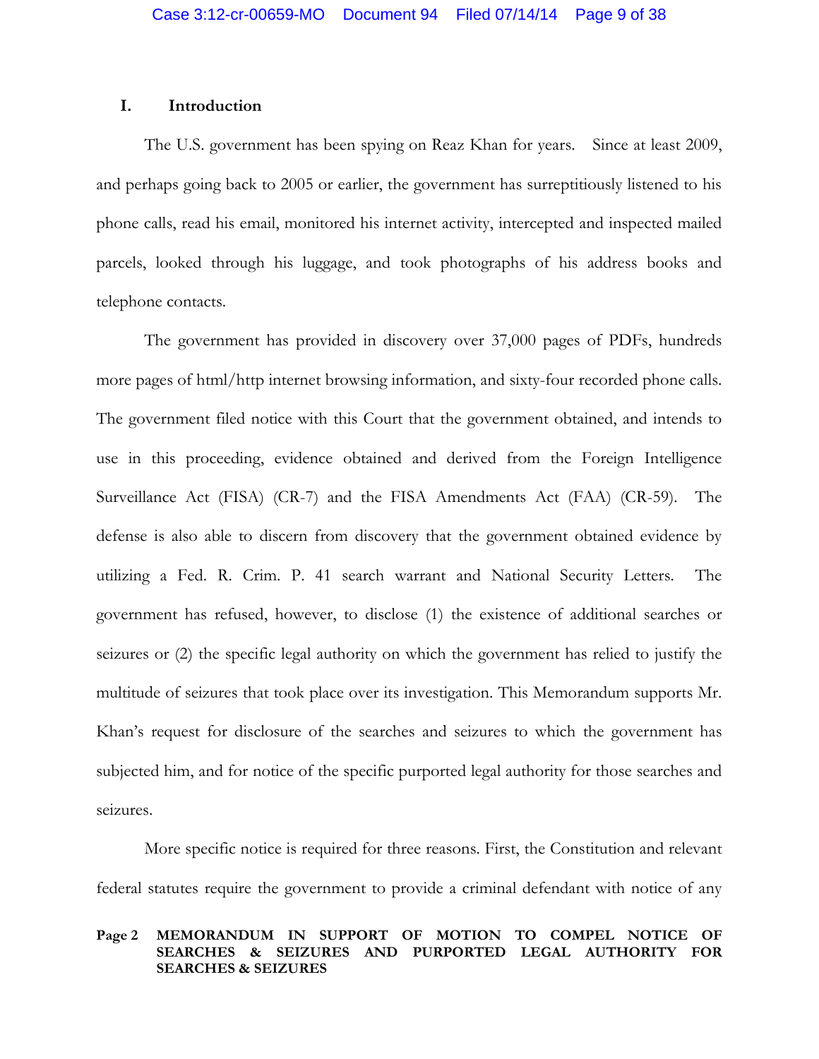## I. Introduction

The U.S. government has been spying on Reaz Khan for years. Since at least 2009, and perhaps going back to 2005 or earlier, the government has surreptitiously listened to his phone calls, read his email, monitored his internet activity, intercepted and inspected mailed parcels, looked through his luggage, and took photographs of his address books and telephone contacts.

The government has provided in discovery over 37,000 pages of PDFs, hundreds more pages of html/http internet browsing information, and sixty-four recorded phone calls. The government filed notice with this Court that the government obtained, and intends to use in this proceeding, evidence obtained and derived from the Foreign Intelligence Surveillance Act (FISA) (CR-7) and the FISA Amendments Act (FAA) (CR-59). The defense is also able to discern from discovery that the government obtained evidence by utilizing a Fed. R. Crim. P. 41 search warrant and National Security Letters. The government has refused, however, to disclose (1) the existence of additional searches or seizures or (2) the specific legal authority on which the government has relied to justify the multitude of seizures that took place over its investigation. This Memorandum supports Mr. Khan's request for disclosure of the searches and seizures to which the government has subjected him, and for notice of the specific purported legal authority for those searches and seizures.

More specific notice is required for three reasons. First, the Constitution and relevant federal statutes require the government to provide a criminal defendant with notice of any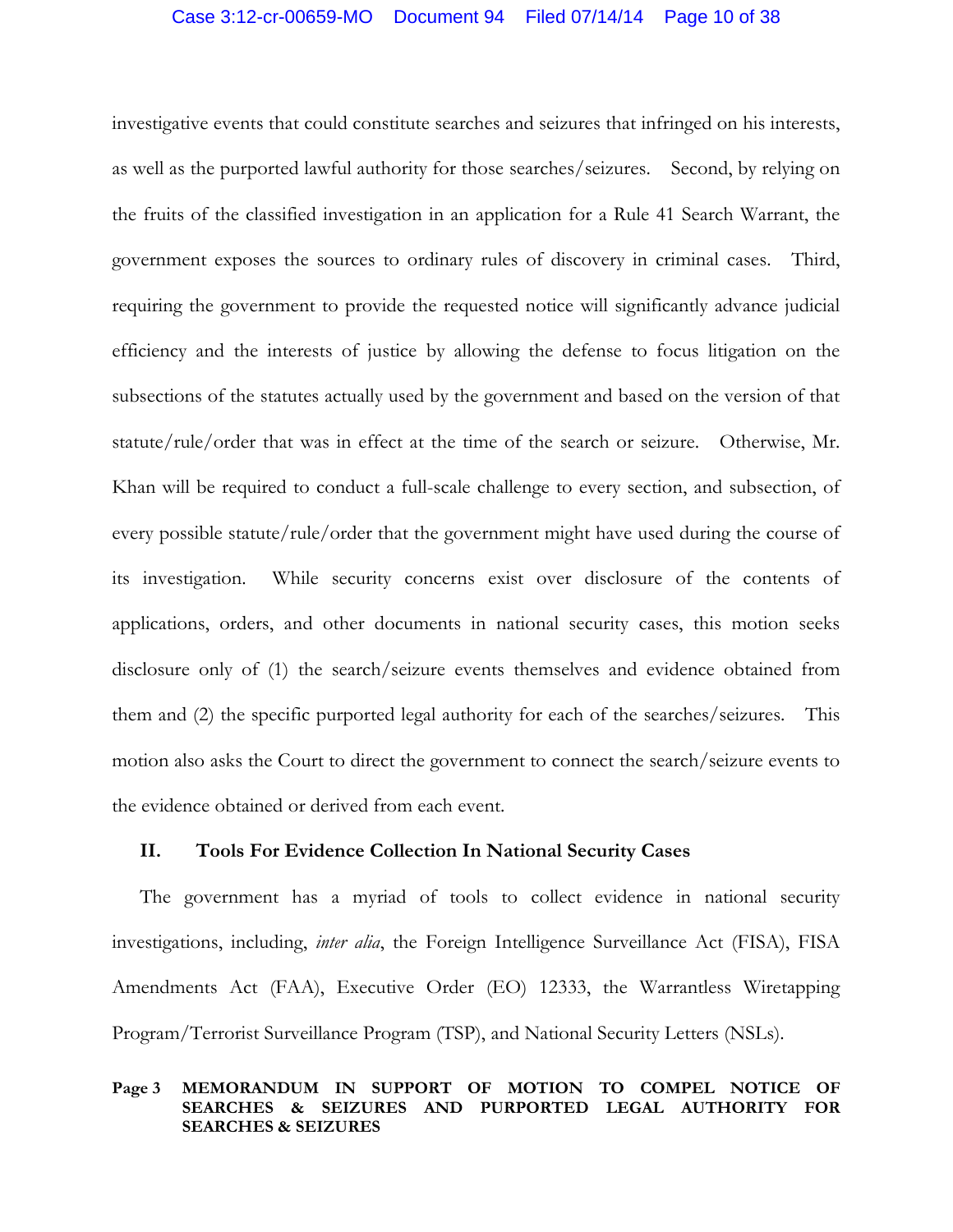investigative events that could constitute searches and seizures that infringed on his interests, as well as the purported lawful authority for those searches/seizures. Second, by relying on the fruits of the classified investigation in an application for a Rule 41 Search Warrant, the government exposes the sources to ordinary rules of discovery in criminal cases. Third, requiring the government to provide the requested notice will significantly advance judicial efficiency and the interests of justice by allowing the defense to focus litigation on the subsections of the statutes actually used by the government and based on the version of that statute/rule/order that was in effect at the time of the search or seizure. Otherwise, Mr. Khan will be required to conduct a full-scale challenge to every section, and subsection, of every possible statute/rule/order that the government might have used during the course of its investigation. While security concerns exist over disclosure of the contents of applications, orders, and other documents in national security cases, this motion seeks disclosure only of (1) the search/seizure events themselves and evidence obtained from them and (2) the specific purported legal authority for each of the searches/seizures. This motion also asks the Court to direct the government to connect the search/seizure events to the evidence obtained or derived from each event.

## II. Tools For Evidence Collection In National Security Cases

The government has a myriad of tools to collect evidence in national security investigations, including, *inter alia*, the Foreign Intelligence Surveillance Act (FISA), FISA Amendments Act (FAA), Executive Order (EO) 12333, the Warrantless Wiretapping Program/Terrorist Surveillance Program (TSP), and National Security Letters (NSLs).

**Page 3 MEMORANDUM IN SUPPORT OF MOTION TO COMPEL NOTICE OF SEARCHES & SEIZURES AND PURPORTED LEGAL AUTHORITY FOR SEARCHES & SEIZURES**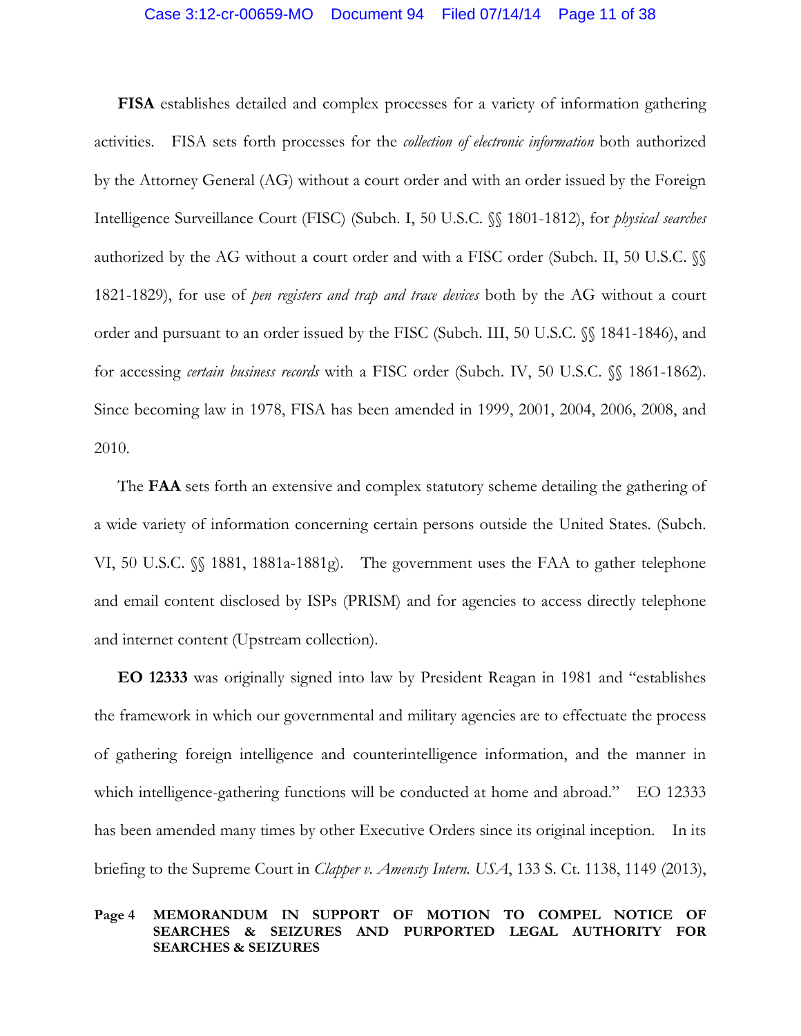**FISA** establishes detailed and complex processes for a variety of information gathering activities. FISA sets forth processes for the *collection of electronic information* both authorized by the Attorney General (AG) without a court order and with an order issued by the Foreign Intelligence Surveillance Court (FISC) (Subch. I, 50 U.S.C. §§ 1801-1812), for *physical searches* authorized by the AG without a court order and with a FISC order (Subch. II, 50 U.S.C. §§ 1821-1829), for use of *pen registers and trap and trace devices* both by the AG without a court order and pursuant to an order issued by the FISC (Subch. III, 50 U.S.C. §§ 1841-1846), and for accessing *certain business records* with a FISC order (Subch. IV, 50 U.S.C. §§ 1861-1862). Since becoming law in 1978, FISA has been amended in 1999, 2001, 2004, 2006, 2008, and 2010.

The **FAA** sets forth an extensive and complex statutory scheme detailing the gathering of a wide variety of information concerning certain persons outside the United States. (Subch. VI, 50 U.S.C. §§ 1881, 1881a-1881g). The government uses the FAA to gather telephone and email content disclosed by ISPs (PRISM) and for agencies to access directly telephone and internet content (Upstream collection).

**EO 12333** was originally signed into law by President Reagan in 1981 and "establishes the framework in which our governmental and military agencies are to effectuate the process of gathering foreign intelligence and counterintelligence information, and the manner in which intelligence-gathering functions will be conducted at home and abroad." EO 12333 has been amended many times by other Executive Orders since its original inception. In its briefing to the Supreme Court in *Clapper v. Amensty Intern. USA*, 133 S. Ct. 1138, 1149 (2013),

**Page 4 MEMORANDUM IN SUPPORT OF MOTION TO COMPEL NOTICE OF SEARCHES & SEIZURES AND PURPORTED LEGAL AUTHORITY FOR SEARCHES & SEIZURES**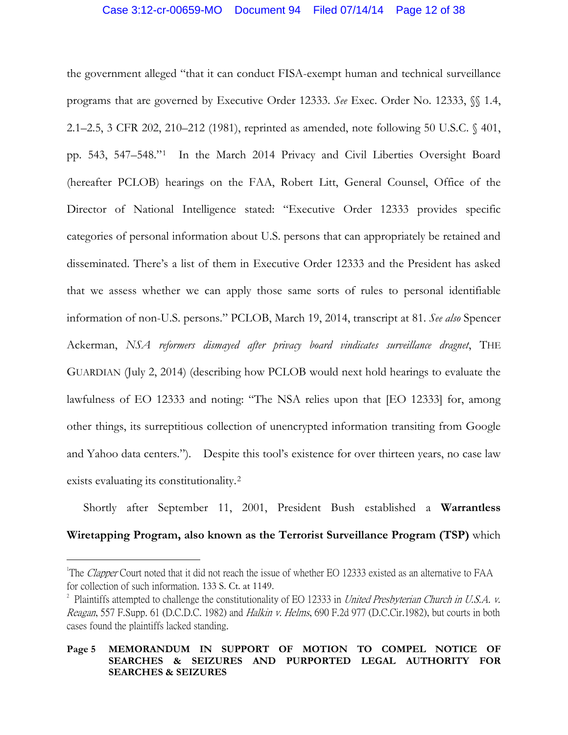the government alleged "that it can conduct FISA-exempt human and technical surveillance programs that are governed by Executive Order 12333. *See* Exec. Order No. 12333, §§ 1.4, 2.1–2.5, 3 CFR 202, 210–212 (1981), reprinted as amended, note following 50 U.S.C. § 401, pp. 543, 547–548."[1] In the March 2014 Privacy and Civil Liberties Oversight Board (hereafter PCLOB) hearings on the FAA, Robert Litt, General Counsel, Office of the Director of National Intelligence stated: "Executive Order 12333 provides specific categories of personal information about U.S. persons that can appropriately be retained and disseminated. There's a list of them in Executive Order 12333 and the President has asked that we assess whether we can apply those same sorts of rules to personal identifiable information of non-U.S. persons." PCLOB, March 19, 2014, transcript at 81. *See also* Spencer Ackerman, *NSA reformers dismayed after privacy board vindicates surveillance dragnet*, THE GUARDIAN (July 2, 2014) (describing how PCLOB would next hold hearings to evaluate the lawfulness of EO 12333 and noting: "The NSA relies upon that [EO 12333] for, among other things, its surreptitious collection of unencrypted information transiting from Google and Yahoo data centers."). Despite this tool's existence for over thirteen years, no case law exists evaluating its constitutionality.[2]

Shortly after September 11, 2001, President Bush established a **Warrantless Wiretapping Program, also known as the Terrorist Surveillance Program (TSP)** which

---

[1] The *Clapper* Court noted that it did not reach the issue of whether EO 12333 existed as an alternative to FAA for collection of such information. 133 S. Ct. at 1149.

[2] Plaintiffs attempted to challenge the constitutionality of EO 12333 in *United Presbyterian Church in U.S.A. v. Reagan*, 557 F.Supp. 61 (D.C.D.C. 1982) and *Halkin v. Helms*, 690 F.2d 977 (D.C.Cir.1982), but courts in both cases found the plaintiffs lacked standing.

**Page 5 MEMORANDUM IN SUPPORT OF MOTION TO COMPEL NOTICE OF SEARCHES & SEIZURES AND PURPORTED LEGAL AUTHORITY FOR SEARCHES & SEIZURES**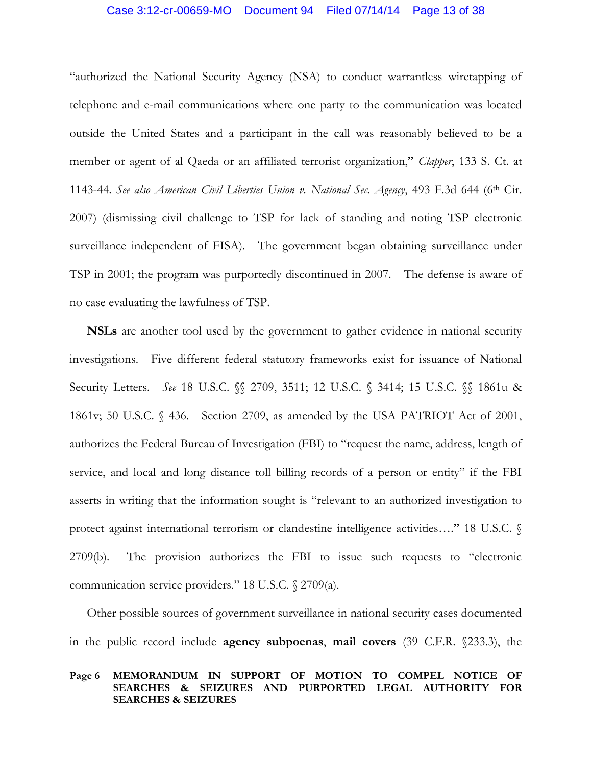"authorized the National Security Agency (NSA) to conduct warrantless wiretapping of telephone and e-mail communications where one party to the communication was located outside the United States and a participant in the call was reasonably believed to be a member or agent of al Qaeda or an affiliated terrorist organization," *Clapper*, 133 S. Ct. at 1143-44. *See also American Civil Liberties Union v. National Sec. Agency*, 493 F.3d 644 (6th Cir. 2007) (dismissing civil challenge to TSP for lack of standing and noting TSP electronic surveillance independent of FISA). The government began obtaining surveillance under TSP in 2001; the program was purportedly discontinued in 2007. The defense is aware of no case evaluating the lawfulness of TSP.

**NSLs** are another tool used by the government to gather evidence in national security investigations. Five different federal statutory frameworks exist for issuance of National Security Letters. *See* 18 U.S.C. §§ 2709, 3511; 12 U.S.C. § 3414; 15 U.S.C. §§ 1861u & 1861v; 50 U.S.C. § 436. Section 2709, as amended by the USA PATRIOT Act of 2001, authorizes the Federal Bureau of Investigation (FBI) to "request the name, address, length of service, and local and long distance toll billing records of a person or entity" if the FBI asserts in writing that the information sought is "relevant to an authorized investigation to protect against international terrorism or clandestine intelligence activities…." 18 U.S.C. § 2709(b). The provision authorizes the FBI to issue such requests to "electronic communication service providers." 18 U.S.C. § 2709(a).

Other possible sources of government surveillance in national security cases documented in the public record include **agency subpoenas**, **mail covers** (39 C.F.R. §233.3), the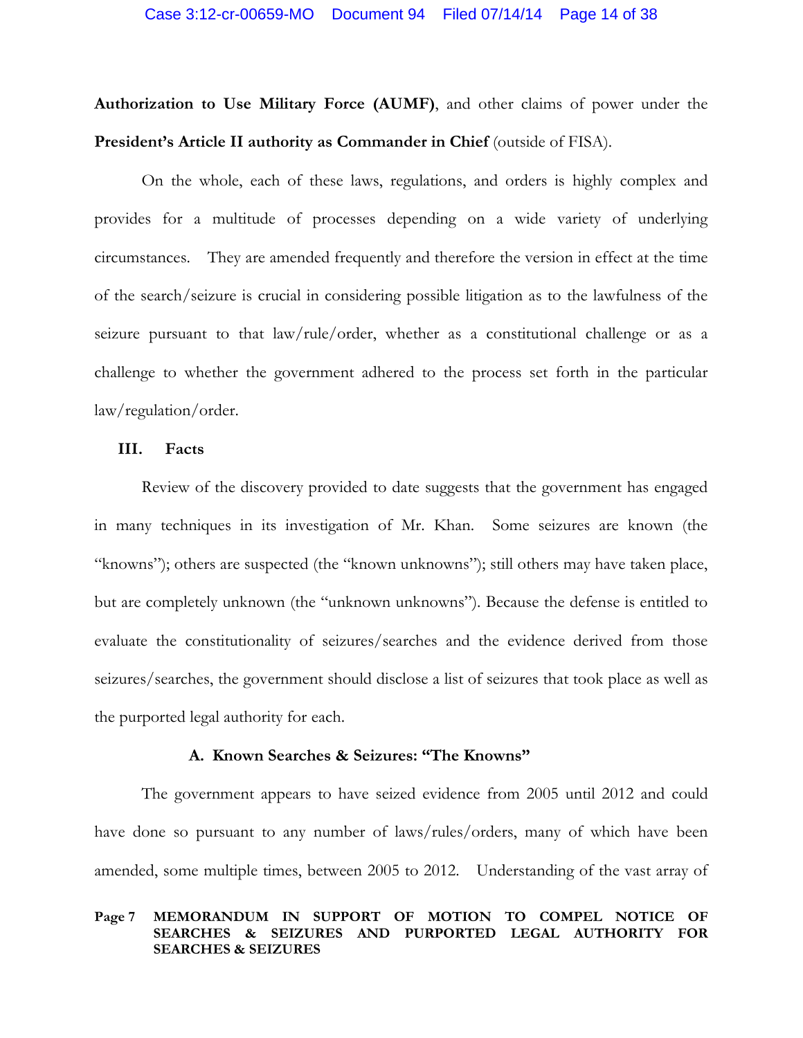**Authorization to Use Military Force (AUMF)**, and other claims of power under the **President's Article II authority as Commander in Chief** (outside of FISA).

On the whole, each of these laws, regulations, and orders is highly complex and provides for a multitude of processes depending on a wide variety of underlying circumstances. They are amended frequently and therefore the version in effect at the time of the search/seizure is crucial in considering possible litigation as to the lawfulness of the seizure pursuant to that law/rule/order, whether as a constitutional challenge or as a challenge to whether the government adhered to the process set forth in the particular law/regulation/order.

## III. Facts

Review of the discovery provided to date suggests that the government has engaged in many techniques in its investigation of Mr. Khan. Some seizures are known (the "knowns"); others are suspected (the "known unknowns"); still others may have taken place, but are completely unknown (the "unknown unknowns"). Because the defense is entitled to evaluate the constitutionality of seizures/searches and the evidence derived from those seizures/searches, the government should disclose a list of seizures that took place as well as the purported legal authority for each.

### A. Known Searches & Seizures: "The Knowns"

The government appears to have seized evidence from 2005 until 2012 and could have done so pursuant to any number of laws/rules/orders, many of which have been amended, some multiple times, between 2005 to 2012. Understanding of the vast array of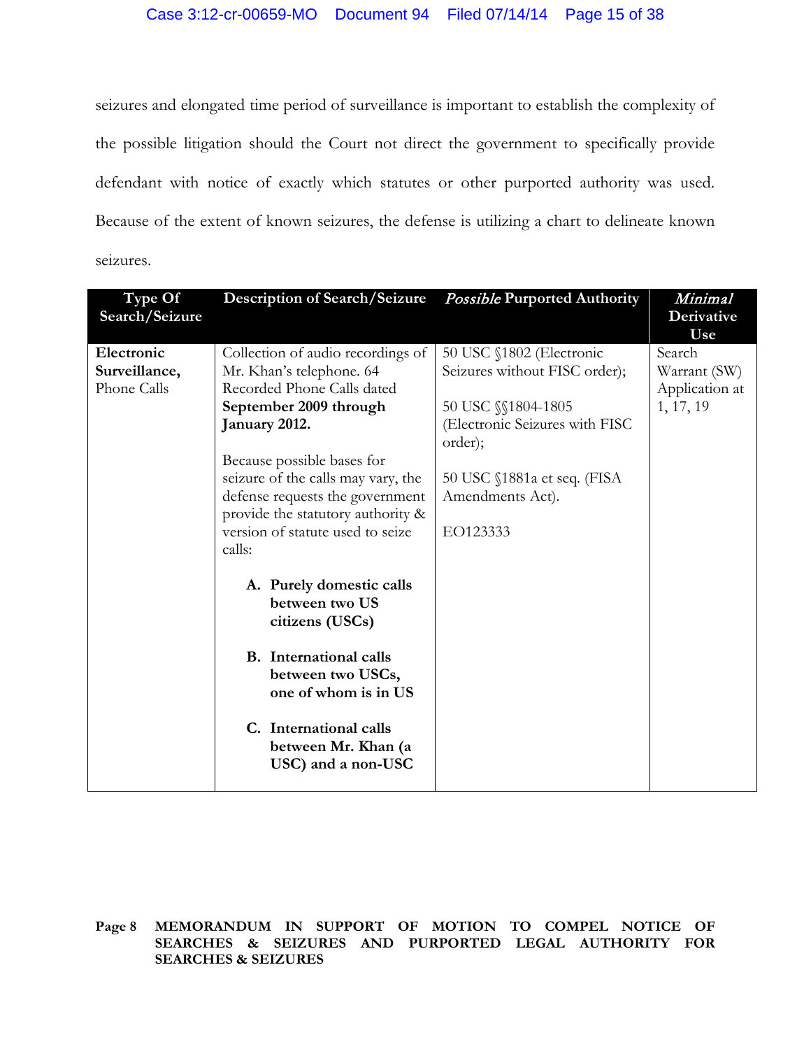seizures and elongated time period of surveillance is important to establish the complexity of the possible litigation should the Court not direct the government to specifically provide defendant with notice of exactly which statutes or other purported authority was used. Because of the extent of known seizures, the defense is utilizing a chart to delineate known seizures.

| Type Of Search/Seizure | Description of Search/Seizure | *Possible* Purported Authority | *Minimal* Derivative Use |
|---|---|---|---|
| **Electronic Surveillance,** Phone Calls | Collection of audio recordings of Mr. Khan's telephone. 64 Recorded Phone Calls dated **September 2009 through January 2012.**<br><br>Because possible bases for seizure of the calls may vary, the defense requests the government provide the statutory authority & version of statute used to seize calls:<br><br>**A. Purely domestic calls between two US citizens (USCs)**<br><br>**B. International calls between two USCs, one of whom is in US**<br><br>**C. International calls between Mr. Khan (a USC) and a non-USC** | 50 USC §1802 (Electronic Seizures without FISC order);<br><br>50 USC §§1804-1805 (Electronic Seizures with FISC order);<br><br>50 USC §1881a et seq. (FISA Amendments Act).<br><br>EO123333 | Search Warrant (SW) Application at 1, 17, 19 |

**Page 8 MEMORANDUM IN SUPPORT OF MOTION TO COMPEL NOTICE OF SEARCHES & SEIZURES AND PURPORTED LEGAL AUTHORITY FOR SEARCHES & SEIZURES**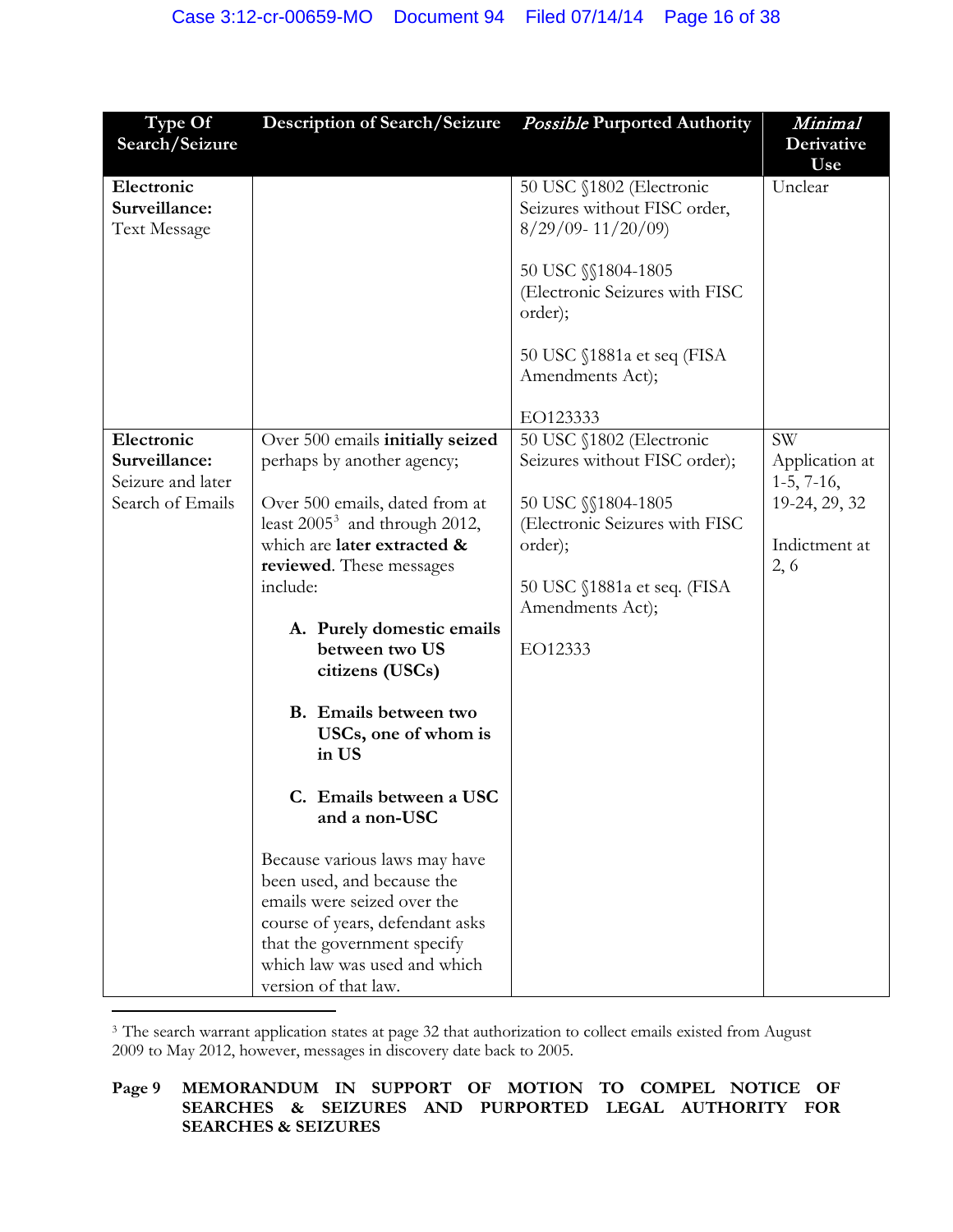| Type Of Search/Seizure | Description of Search/Seizure | *Possible* Purported Authority | *Minimal* Derivative Use |
|---|---|---|---|
| **Electronic Surveillance:** Text Message | | 50 USC §1802 (Electronic Seizures without FISC order, 8/29/09- 11/20/09)<br><br>50 USC §§1804-1805 (Electronic Seizures with FISC order);<br><br>50 USC §1881a et seq (FISA Amendments Act);<br><br>EO123333 | Unclear |
| **Electronic Surveillance:** Seizure and later Search of Emails | Over 500 emails **initially seized** perhaps by another agency;<br><br>Over 500 emails, dated from at least 2005[3] and through 2012, which are **later extracted & reviewed**. These messages include:<br><br>**A. Purely domestic emails between two US citizens (USCs)**<br><br>**B. Emails between two USCs, one of whom is in US**<br><br>**C. Emails between a USC and a non-USC**<br><br>Because various laws may have been used, and because the emails were seized over the course of years, defendant asks that the government specify which law was used and which version of that law. | 50 USC §1802 (Electronic Seizures without FISC order);<br><br>50 USC §§1804-1805 (Electronic Seizures with FISC order);<br><br>50 USC §1881a et seq. (FISA Amendments Act);<br><br>EO12333 | SW Application at 1-5, 7-16, 19-24, 29, 32<br><br>Indictment at 2, 6 |

[3] The search warrant application states at page 32 that authorization to collect emails existed from August 2009 to May 2012, however, messages in discovery date back to 2005.

**Page 9 MEMORANDUM IN SUPPORT OF MOTION TO COMPEL NOTICE OF SEARCHES & SEIZURES AND PURPORTED LEGAL AUTHORITY FOR SEARCHES & SEIZURES**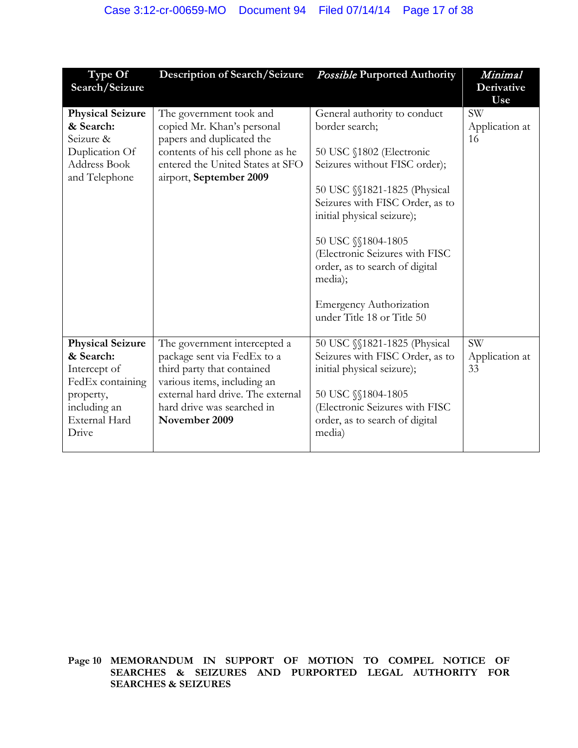| Type Of Search/Seizure | Description of Search/Seizure | *Possible* Purported Authority | *Minimal* Derivative Use |
|---|---|---|---|
| **Physical Seizure & Search:** Seizure & Duplication Of Address Book and Telephone | The government took and copied Mr. Khan's personal papers and duplicated the contents of his cell phone as he entered the United States at SFO airport, **September 2009** | General authority to conduct border search;<br><br>50 USC §1802 (Electronic Seizures without FISC order);<br><br>50 USC §§1821-1825 (Physical Seizures with FISC Order, as to initial physical seizure);<br><br>50 USC §§1804-1805 (Electronic Seizures with FISC order, as to search of digital media);<br><br>Emergency Authorization under Title 18 or Title 50 | SW Application at 16 |
| **Physical Seizure & Search:** Intercept of FedEx containing property, including an External Hard Drive | The government intercepted a package sent via FedEx to a third party that contained various items, including an external hard drive. The external hard drive was searched in **November 2009** | 50 USC §§1821-1825 (Physical Seizures with FISC Order, as to initial physical seizure);<br><br>50 USC §§1804-1805 (Electronic Seizures with FISC order, as to search of digital media) | SW Application at 33 |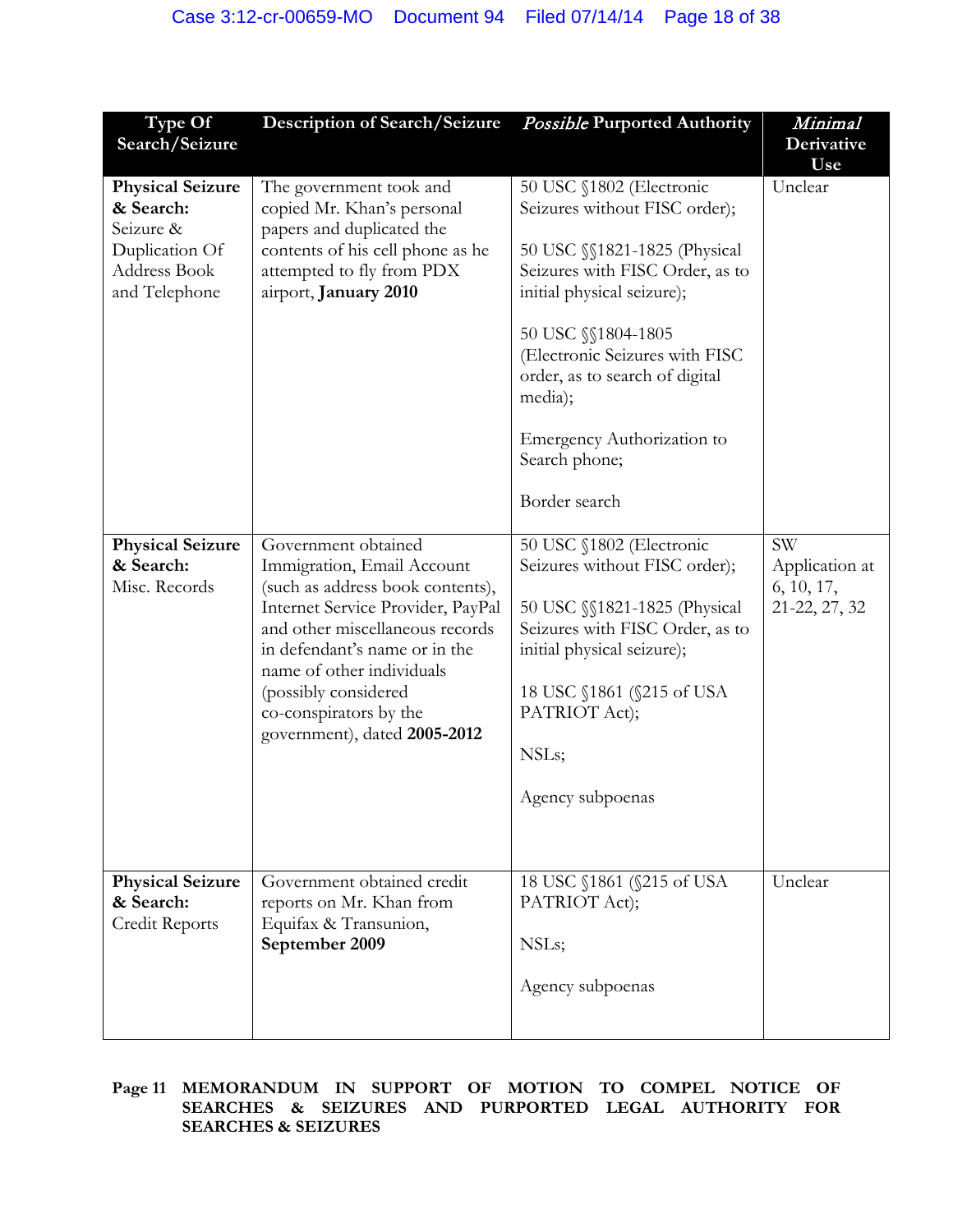| Type Of Search/Seizure | Description of Search/Seizure | *Possible* Purported Authority | *Minimal* Derivative Use |
|---|---|---|---|
| **Physical Seizure & Search:** Seizure & Duplication Of Address Book and Telephone | The government took and copied Mr. Khan's personal papers and duplicated the contents of his cell phone as he attempted to fly from PDX airport, **January 2010** | 50 USC §1802 (Electronic Seizures without FISC order);<br><br>50 USC §§1821-1825 (Physical Seizures with FISC Order, as to initial physical seizure);<br><br>50 USC §§1804-1805 (Electronic Seizures with FISC order, as to search of digital media);<br><br>Emergency Authorization to Search phone;<br><br>Border search | Unclear |
| **Physical Seizure & Search:** Misc. Records | Government obtained Immigration, Email Account (such as address book contents), Internet Service Provider, PayPal and other miscellaneous records in defendant's name or in the name of other individuals (possibly considered co-conspirators by the government), dated **2005-2012** | 50 USC §1802 (Electronic Seizures without FISC order);<br><br>50 USC §§1821-1825 (Physical Seizures with FISC Order, as to initial physical seizure);<br><br>18 USC §1861 (§215 of USA PATRIOT Act);<br><br>NSLs;<br><br>Agency subpoenas | SW Application at 6, 10, 17, 21-22, 27, 32 |
| **Physical Seizure & Search:** Credit Reports | Government obtained credit reports on Mr. Khan from Equifax & Transunion, **September 2009** | 18 USC §1861 (§215 of USA PATRIOT Act);<br><br>NSLs;<br><br>Agency subpoenas | Unclear |

**Page 11 MEMORANDUM IN SUPPORT OF MOTION TO COMPEL NOTICE OF SEARCHES & SEIZURES AND PURPORTED LEGAL AUTHORITY FOR SEARCHES & SEIZURES**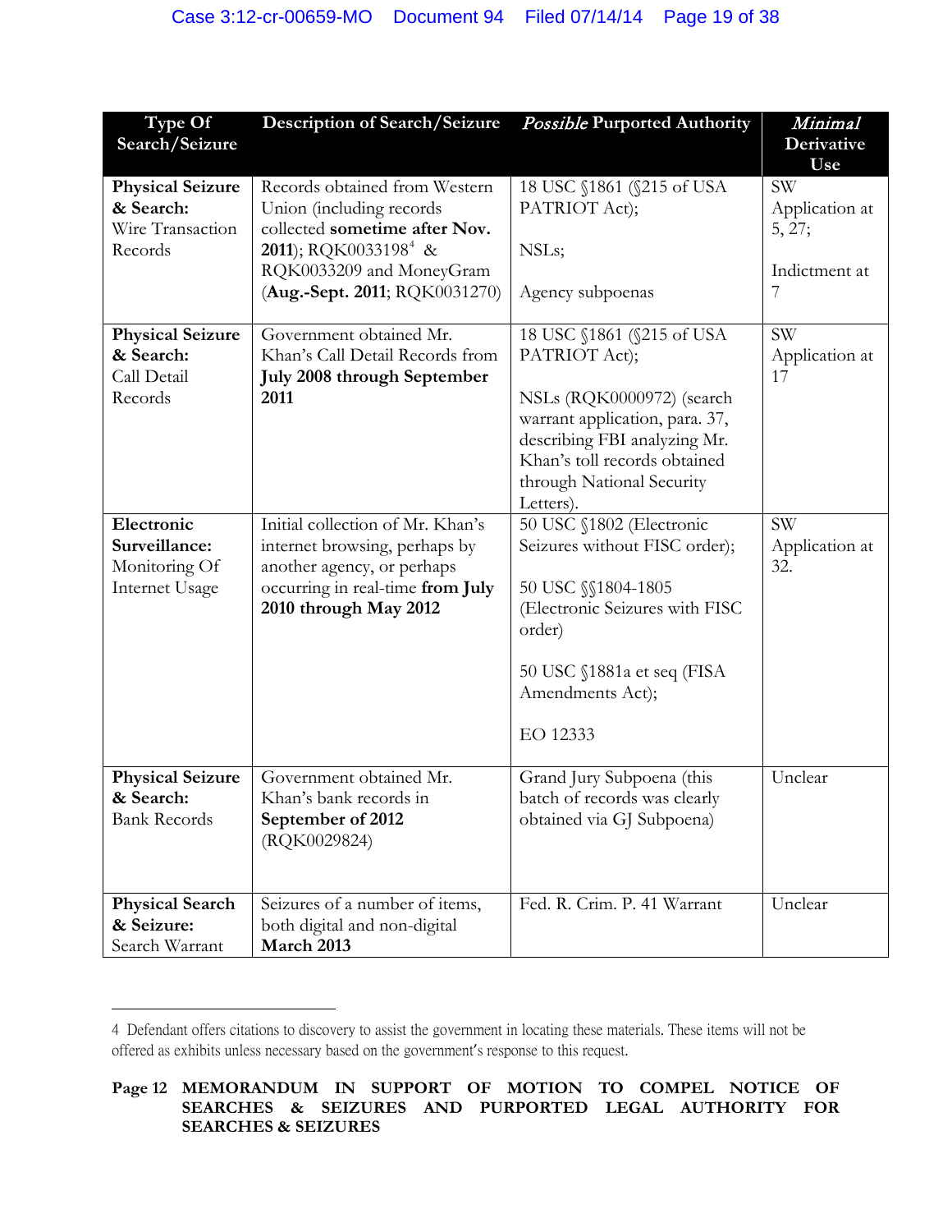| Type Of Search/Seizure | Description of Search/Seizure | *Possible* Purported Authority | *Minimal* Derivative Use |
|---|---|---|---|
| **Physical Seizure & Search:** Wire Transaction Records | Records obtained from Western Union (including records collected **sometime after Nov. 2011**); RQK0033198[4] & RQK0033209 and MoneyGram (**Aug.-Sept. 2011**; RQK0031270) | 18 USC §1861 (§215 of USA PATRIOT Act);<br><br>NSLs;<br><br>Agency subpoenas | SW Application at 5, 27;<br><br>Indictment at 7 |
| **Physical Seizure & Search:** Call Detail Records | Government obtained Mr. Khan's Call Detail Records from **July 2008 through September 2011** | 18 USC §1861 (§215 of USA PATRIOT Act);<br><br>NSLs (RQK0000972) (search warrant application, para. 37, describing FBI analyzing Mr. Khan's toll records obtained through National Security Letters). | SW Application at 17 |
| **Electronic Surveillance:** Monitoring Of Internet Usage | Initial collection of Mr. Khan's internet browsing, perhaps by another agency, or perhaps occurring in real-time **from July 2010 through May 2012** | 50 USC §1802 (Electronic Seizures without FISC order);<br><br>50 USC §§1804-1805 (Electronic Seizures with FISC order)<br><br>50 USC §1881a et seq (FISA Amendments Act);<br><br>EO 12333 | SW Application at 32. |
| **Physical Seizure & Search:** Bank Records | Government obtained Mr. Khan's bank records in **September of 2012** (RQK0029824) | Grand Jury Subpoena (this batch of records was clearly obtained via GJ Subpoena) | Unclear |
| **Physical Search & Seizure:** Search Warrant | Seizures of a number of items, both digital and non-digital **March 2013** | Fed. R. Crim. P. 41 Warrant | Unclear |

4 Defendant offers citations to discovery to assist the government in locating these materials. These items will not be offered as exhibits unless necessary based on the government's response to this request.

**Page 12 MEMORANDUM IN SUPPORT OF MOTION TO COMPEL NOTICE OF SEARCHES & SEIZURES AND PURPORTED LEGAL AUTHORITY FOR SEARCHES & SEIZURES**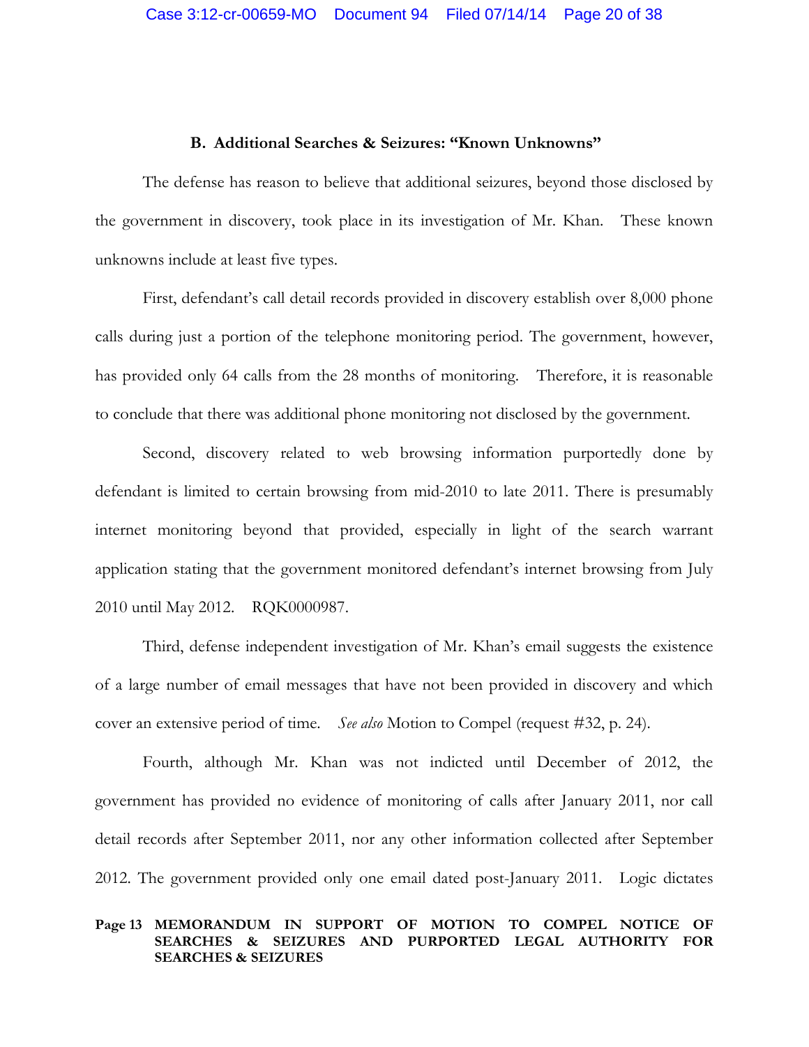### B. Additional Searches & Seizures: "Known Unknowns"

The defense has reason to believe that additional seizures, beyond those disclosed by the government in discovery, took place in its investigation of Mr. Khan. These known unknowns include at least five types.

First, defendant's call detail records provided in discovery establish over 8,000 phone calls during just a portion of the telephone monitoring period. The government, however, has provided only 64 calls from the 28 months of monitoring. Therefore, it is reasonable to conclude that there was additional phone monitoring not disclosed by the government.

Second, discovery related to web browsing information purportedly done by defendant is limited to certain browsing from mid-2010 to late 2011. There is presumably internet monitoring beyond that provided, especially in light of the search warrant application stating that the government monitored defendant's internet browsing from July 2010 until May 2012. RQK0000987.

Third, defense independent investigation of Mr. Khan's email suggests the existence of a large number of email messages that have not been provided in discovery and which cover an extensive period of time. *See also* Motion to Compel (request #32, p. 24).

Fourth, although Mr. Khan was not indicted until December of 2012, the government has provided no evidence of monitoring of calls after January 2011, nor call detail records after September 2011, nor any other information collected after September 2012. The government provided only one email dated post-January 2011. Logic dictates

**Page 13 MEMORANDUM IN SUPPORT OF MOTION TO COMPEL NOTICE OF SEARCHES & SEIZURES AND PURPORTED LEGAL AUTHORITY FOR SEARCHES & SEIZURES**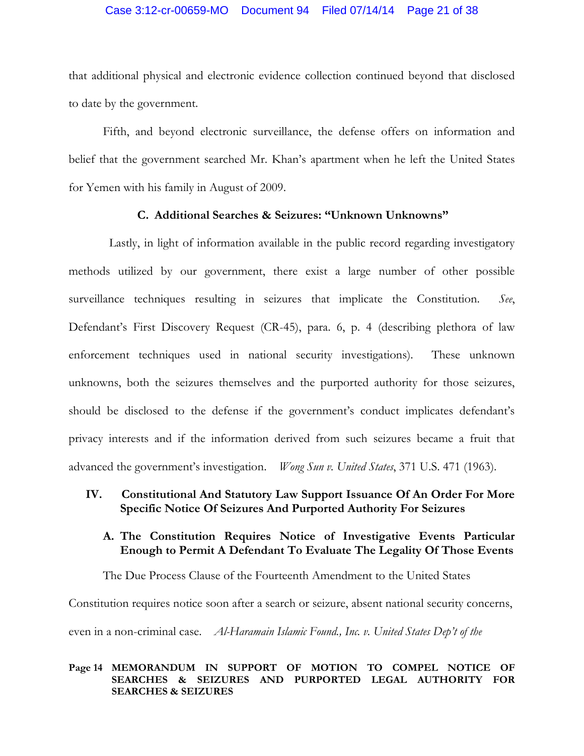that additional physical and electronic evidence collection continued beyond that disclosed to date by the government.

Fifth, and beyond electronic surveillance, the defense offers on information and belief that the government searched Mr. Khan's apartment when he left the United States for Yemen with his family in August of 2009.

### C. Additional Searches & Seizures: "Unknown Unknowns"

Lastly, in light of information available in the public record regarding investigatory methods utilized by our government, there exist a large number of other possible surveillance techniques resulting in seizures that implicate the Constitution. *See*, Defendant's First Discovery Request (CR-45), para. 6, p. 4 (describing plethora of law enforcement techniques used in national security investigations). These unknown unknowns, both the seizures themselves and the purported authority for those seizures, should be disclosed to the defense if the government's conduct implicates defendant's privacy interests and if the information derived from such seizures became a fruit that advanced the government's investigation. *Wong Sun v. United States*, 371 U.S. 471 (1963).

## IV. Constitutional And Statutory Law Support Issuance Of An Order For More Specific Notice Of Seizures And Purported Authority For Seizures

### A. The Constitution Requires Notice of Investigative Events Particular Enough to Permit A Defendant To Evaluate The Legality Of Those Events

The Due Process Clause of the Fourteenth Amendment to the United States Constitution requires notice soon after a search or seizure, absent national security concerns, even in a non-criminal case. *Al-Haramain Islamic Found., Inc. v. United States Dep't of the*

**Page 14 MEMORANDUM IN SUPPORT OF MOTION TO COMPEL NOTICE OF SEARCHES & SEIZURES AND PURPORTED LEGAL AUTHORITY FOR SEARCHES & SEIZURES**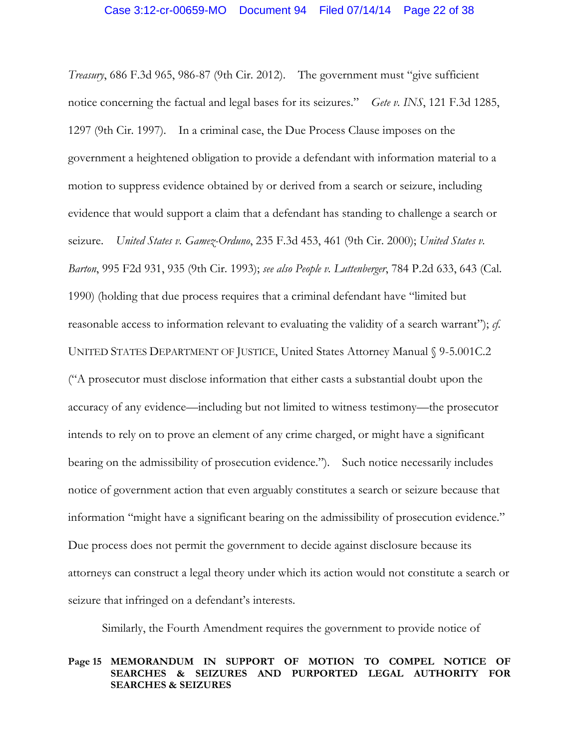*Treasury*, 686 F.3d 965, 986-87 (9th Cir. 2012). The government must "give sufficient notice concerning the factual and legal bases for its seizures." *Gete v. INS*, 121 F.3d 1285, 1297 (9th Cir. 1997). In a criminal case, the Due Process Clause imposes on the government a heightened obligation to provide a defendant with information material to a motion to suppress evidence obtained by or derived from a search or seizure, including evidence that would support a claim that a defendant has standing to challenge a search or seizure. *United States v. Gamez-Orduno*, 235 F.3d 453, 461 (9th Cir. 2000); *United States v. Barton*, 995 F2d 931, 935 (9th Cir. 1993); *see also People v. Luttenberger*, 784 P.2d 633, 643 (Cal. 1990) (holding that due process requires that a criminal defendant have "limited but reasonable access to information relevant to evaluating the validity of a search warrant"); *cf.* UNITED STATES DEPARTMENT OF JUSTICE, United States Attorney Manual § 9-5.001C.2 ("A prosecutor must disclose information that either casts a substantial doubt upon the accuracy of any evidence—including but not limited to witness testimony—the prosecutor intends to rely on to prove an element of any crime charged, or might have a significant bearing on the admissibility of prosecution evidence."). Such notice necessarily includes notice of government action that even arguably constitutes a search or seizure because that information "might have a significant bearing on the admissibility of prosecution evidence." Due process does not permit the government to decide against disclosure because its attorneys can construct a legal theory under which its action would not constitute a search or seizure that infringed on a defendant's interests.

Similarly, the Fourth Amendment requires the government to provide notice of

**Page 15 MEMORANDUM IN SUPPORT OF MOTION TO COMPEL NOTICE OF SEARCHES & SEIZURES AND PURPORTED LEGAL AUTHORITY FOR SEARCHES & SEIZURES**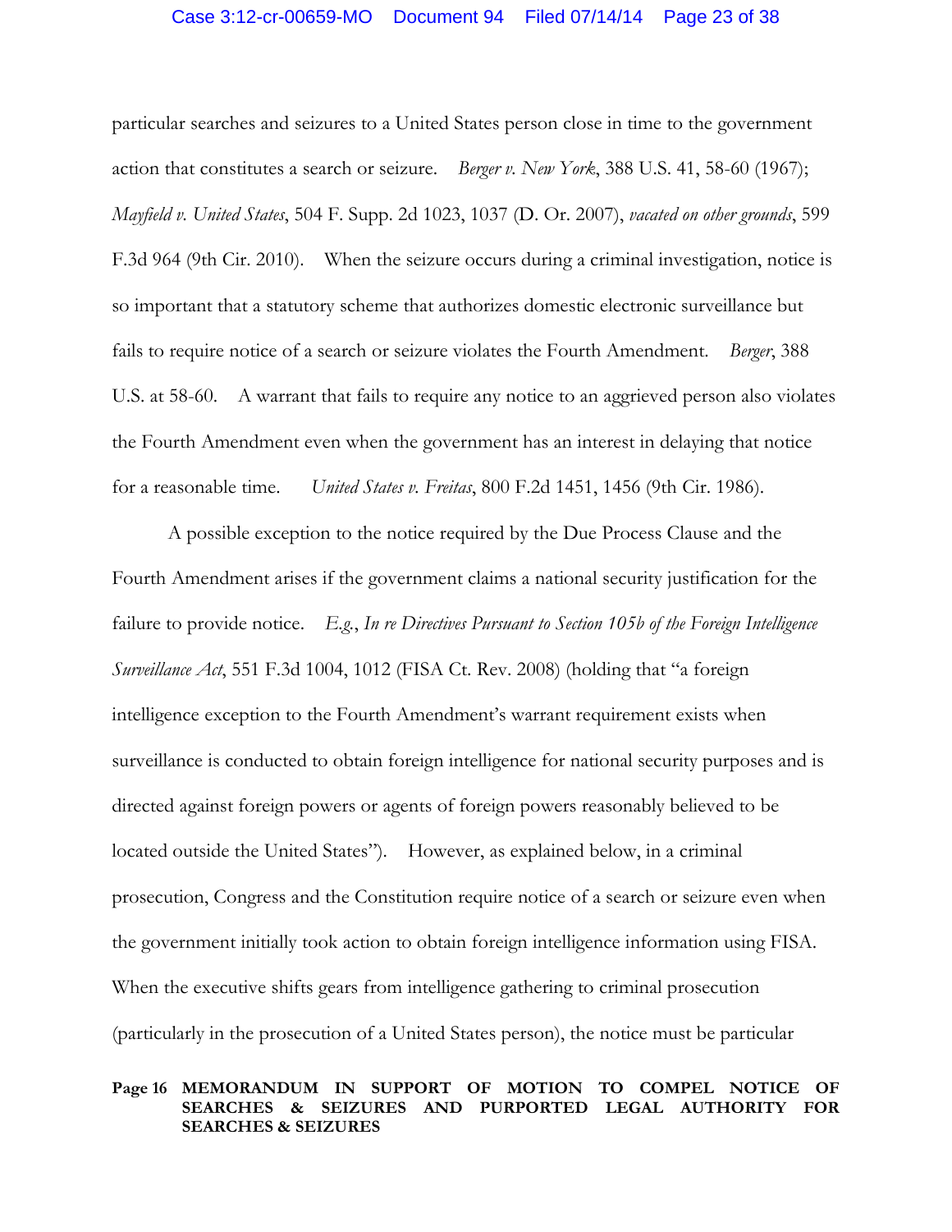particular searches and seizures to a United States person close in time to the government action that constitutes a search or seizure. *Berger v. New York*, 388 U.S. 41, 58-60 (1967); *Mayfield v. United States*, 504 F. Supp. 2d 1023, 1037 (D. Or. 2007), *vacated on other grounds*, 599 F.3d 964 (9th Cir. 2010). When the seizure occurs during a criminal investigation, notice is so important that a statutory scheme that authorizes domestic electronic surveillance but fails to require notice of a search or seizure violates the Fourth Amendment. *Berger*, 388 U.S. at 58-60. A warrant that fails to require any notice to an aggrieved person also violates the Fourth Amendment even when the government has an interest in delaying that notice for a reasonable time. *United States v. Freitas*, 800 F.2d 1451, 1456 (9th Cir. 1986).

A possible exception to the notice required by the Due Process Clause and the Fourth Amendment arises if the government claims a national security justification for the failure to provide notice. *E.g.*, *In re Directives Pursuant to Section 105b of the Foreign Intelligence Surveillance Act*, 551 F.3d 1004, 1012 (FISA Ct. Rev. 2008) (holding that "a foreign intelligence exception to the Fourth Amendment's warrant requirement exists when surveillance is conducted to obtain foreign intelligence for national security purposes and is directed against foreign powers or agents of foreign powers reasonably believed to be located outside the United States"). However, as explained below, in a criminal prosecution, Congress and the Constitution require notice of a search or seizure even when the government initially took action to obtain foreign intelligence information using FISA. When the executive shifts gears from intelligence gathering to criminal prosecution (particularly in the prosecution of a United States person), the notice must be particular

**Page 16 MEMORANDUM IN SUPPORT OF MOTION TO COMPEL NOTICE OF SEARCHES & SEIZURES AND PURPORTED LEGAL AUTHORITY FOR SEARCHES & SEIZURES**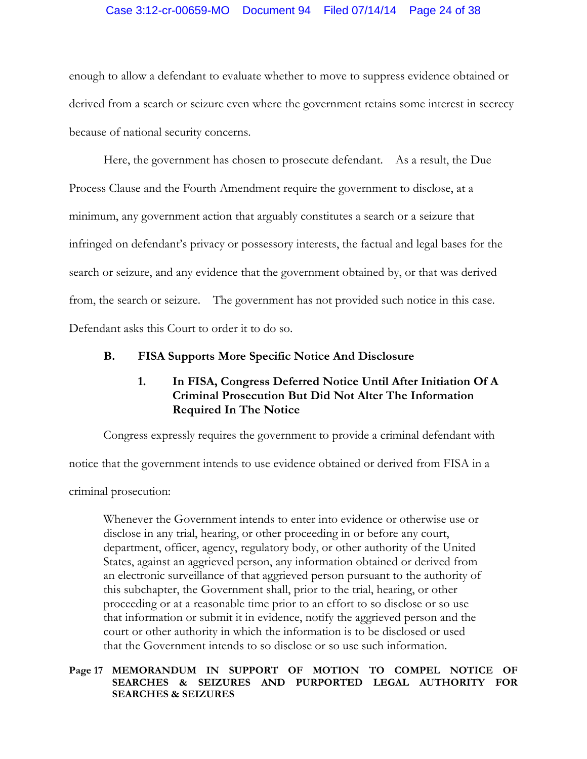enough to allow a defendant to evaluate whether to move to suppress evidence obtained or derived from a search or seizure even where the government retains some interest in secrecy because of national security concerns.

Here, the government has chosen to prosecute defendant. As a result, the Due Process Clause and the Fourth Amendment require the government to disclose, at a minimum, any government action that arguably constitutes a search or a seizure that infringed on defendant's privacy or possessory interests, the factual and legal bases for the search or seizure, and any evidence that the government obtained by, or that was derived from, the search or seizure. The government has not provided such notice in this case. Defendant asks this Court to order it to do so.

### B. FISA Supports More Specific Notice And Disclosure

#### 1. In FISA, Congress Deferred Notice Until After Initiation Of A Criminal Prosecution But Did Not Alter The Information Required In The Notice

Congress expressly requires the government to provide a criminal defendant with notice that the government intends to use evidence obtained or derived from FISA in a criminal prosecution:

> Whenever the Government intends to enter into evidence or otherwise use or disclose in any trial, hearing, or other proceeding in or before any court, department, officer, agency, regulatory body, or other authority of the United States, against an aggrieved person, any information obtained or derived from an electronic surveillance of that aggrieved person pursuant to the authority of this subchapter, the Government shall, prior to the trial, hearing, or other proceeding or at a reasonable time prior to an effort to so disclose or so use that information or submit it in evidence, notify the aggrieved person and the court or other authority in which the information is to be disclosed or used that the Government intends to so disclose or so use such information.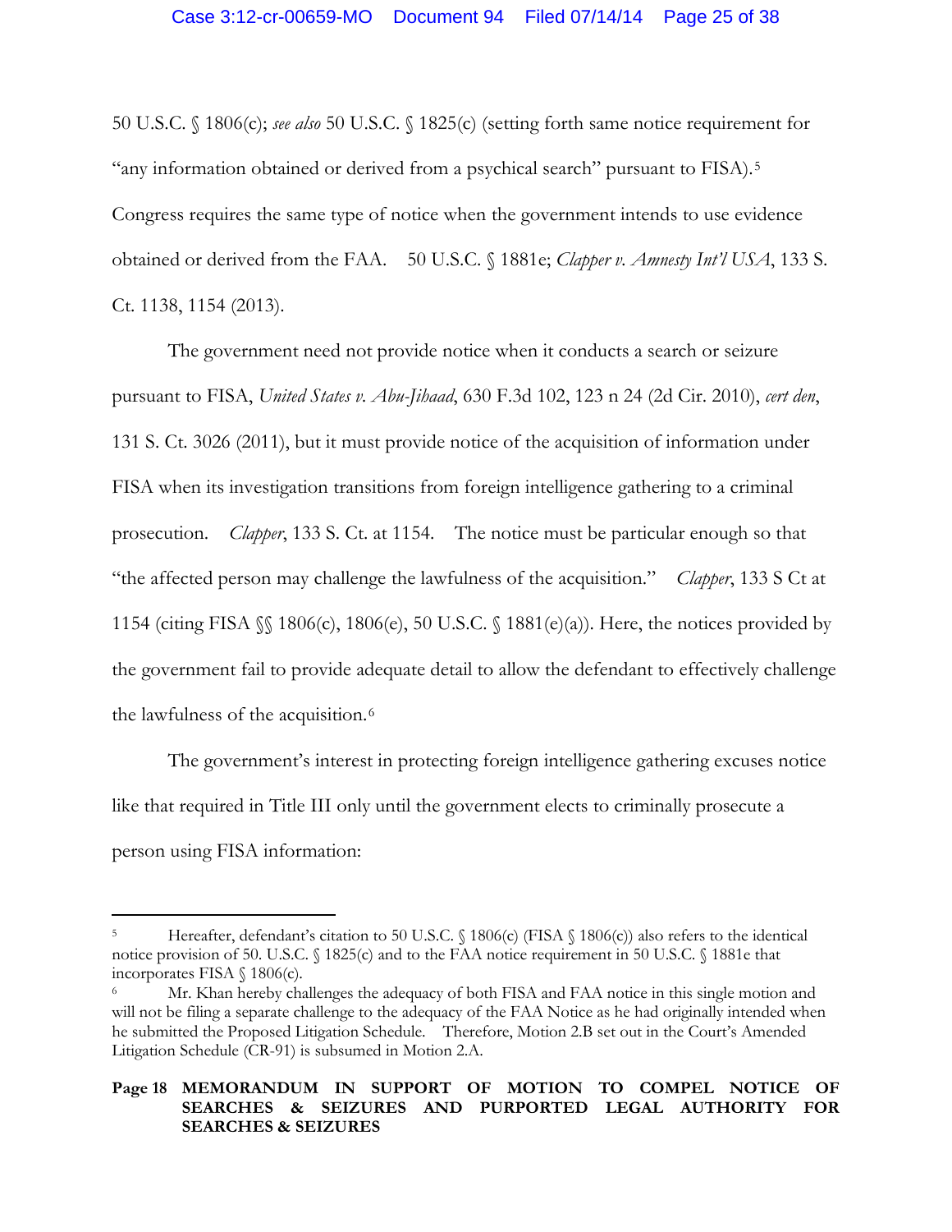50 U.S.C. § 1806(c); *see also* 50 U.S.C. § 1825(c) (setting forth same notice requirement for "any information obtained or derived from a psychical search" pursuant to FISA).[5] Congress requires the same type of notice when the government intends to use evidence obtained or derived from the FAA. 50 U.S.C. § 1881e; *Clapper v. Amnesty Int'l USA*, 133 S. Ct. 1138, 1154 (2013).

The government need not provide notice when it conducts a search or seizure pursuant to FISA, *United States v. Abu-Jihaad*, 630 F.3d 102, 123 n 24 (2d Cir. 2010), *cert den*, 131 S. Ct. 3026 (2011), but it must provide notice of the acquisition of information under FISA when its investigation transitions from foreign intelligence gathering to a criminal prosecution. *Clapper*, 133 S. Ct. at 1154. The notice must be particular enough so that "the affected person may challenge the lawfulness of the acquisition." *Clapper*, 133 S Ct at 1154 (citing FISA §§ 1806(c), 1806(e), 50 U.S.C. § 1881(e)(a)). Here, the notices provided by the government fail to provide adequate detail to allow the defendant to effectively challenge the lawfulness of the acquisition.[6]

The government's interest in protecting foreign intelligence gathering excuses notice like that required in Title III only until the government elects to criminally prosecute a person using FISA information:

---

[5] Hereafter, defendant's citation to 50 U.S.C. § 1806(c) (FISA § 1806(c)) also refers to the identical notice provision of 50. U.S.C. § 1825(c) and to the FAA notice requirement in 50 U.S.C. § 1881e that incorporates FISA § 1806(c).

[6] Mr. Khan hereby challenges the adequacy of both FISA and FAA notice in this single motion and will not be filing a separate challenge to the adequacy of the FAA Notice as he had originally intended when he submitted the Proposed Litigation Schedule. Therefore, Motion 2.B set out in the Court's Amended Litigation Schedule (CR-91) is subsumed in Motion 2.A.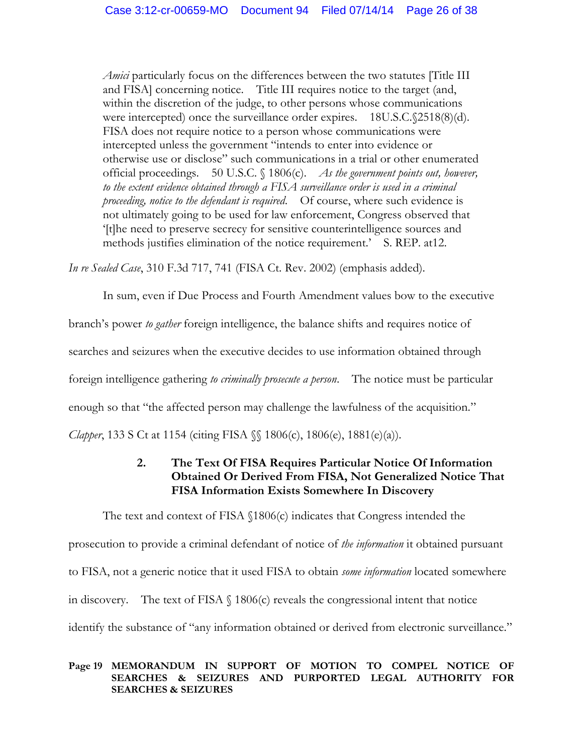> *Amici* particularly focus on the differences between the two statutes [Title III and FISA] concerning notice. Title III requires notice to the target (and, within the discretion of the judge, to other persons whose communications were intercepted) once the surveillance order expires. 18U.S.C.§2518(8)(d). FISA does not require notice to a person whose communications were intercepted unless the government "intends to enter into evidence or otherwise use or disclose" such communications in a trial or other enumerated official proceedings. 50 U.S.C. § 1806(c). *As the government points out, however, to the extent evidence obtained through a FISA surveillance order is used in a criminal proceeding, notice to the defendant is required*. Of course, where such evidence is not ultimately going to be used for law enforcement, Congress observed that '[t]he need to preserve secrecy for sensitive counterintelligence sources and methods justifies elimination of the notice requirement.' S. REP. at12.

*In re Sealed Case*, 310 F.3d 717, 741 (FISA Ct. Rev. 2002) (emphasis added).

In sum, even if Due Process and Fourth Amendment values bow to the executive branch's power *to gather* foreign intelligence, the balance shifts and requires notice of searches and seizures when the executive decides to use information obtained through foreign intelligence gathering *to criminally prosecute a person*. The notice must be particular enough so that "the affected person may challenge the lawfulness of the acquisition." *Clapper*, 133 S Ct at 1154 (citing FISA §§ 1806(c), 1806(e), 1881(e)(a)).

### 2. The Text Of FISA Requires Particular Notice Of Information Obtained Or Derived From FISA, Not Generalized Notice That FISA Information Exists Somewhere In Discovery

The text and context of FISA §1806(c) indicates that Congress intended the prosecution to provide a criminal defendant of notice of *the information* it obtained pursuant to FISA, not a generic notice that it used FISA to obtain *some information* located somewhere in discovery. The text of FISA § 1806(c) reveals the congressional intent that notice identify the substance of "any information obtained or derived from electronic surveillance."

**Page 19 MEMORANDUM IN SUPPORT OF MOTION TO COMPEL NOTICE OF SEARCHES & SEIZURES AND PURPORTED LEGAL AUTHORITY FOR SEARCHES & SEIZURES**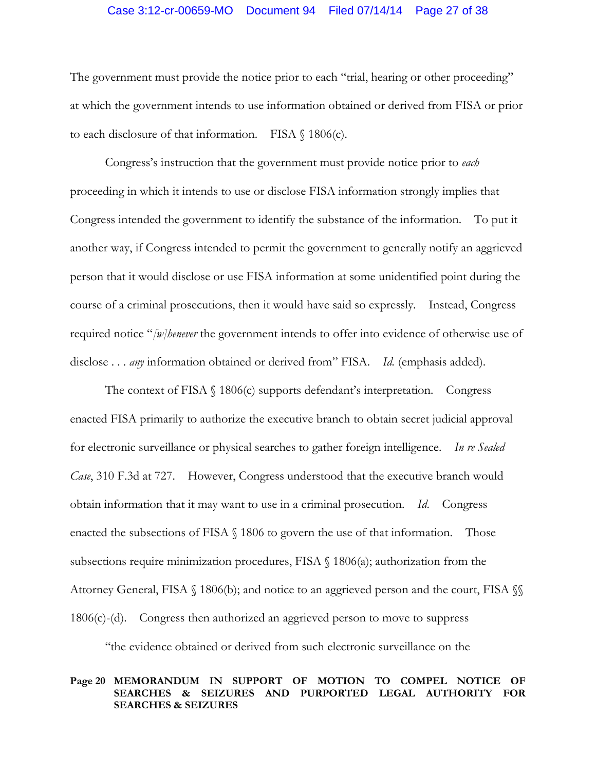The government must provide the notice prior to each "trial, hearing or other proceeding" at which the government intends to use information obtained or derived from FISA or prior to each disclosure of that information. FISA § 1806(c).

Congress's instruction that the government must provide notice prior to *each* proceeding in which it intends to use or disclose FISA information strongly implies that Congress intended the government to identify the substance of the information. To put it another way, if Congress intended to permit the government to generally notify an aggrieved person that it would disclose or use FISA information at some unidentified point during the course of a criminal prosecutions, then it would have said so expressly. Instead, Congress required notice "*[w]henever* the government intends to offer into evidence of otherwise use of disclose . . . *any* information obtained or derived from" FISA. *Id.* (emphasis added).

The context of FISA § 1806(c) supports defendant's interpretation. Congress enacted FISA primarily to authorize the executive branch to obtain secret judicial approval for electronic surveillance or physical searches to gather foreign intelligence. *In re Sealed Case*, 310 F.3d at 727. However, Congress understood that the executive branch would obtain information that it may want to use in a criminal prosecution. *Id.* Congress enacted the subsections of FISA § 1806 to govern the use of that information. Those subsections require minimization procedures, FISA § 1806(a); authorization from the Attorney General, FISA § 1806(b); and notice to an aggrieved person and the court, FISA §§ 1806(c)-(d). Congress then authorized an aggrieved person to move to suppress

"the evidence obtained or derived from such electronic surveillance on the

**Page 20 MEMORANDUM IN SUPPORT OF MOTION TO COMPEL NOTICE OF SEARCHES & SEIZURES AND PURPORTED LEGAL AUTHORITY FOR SEARCHES & SEIZURES**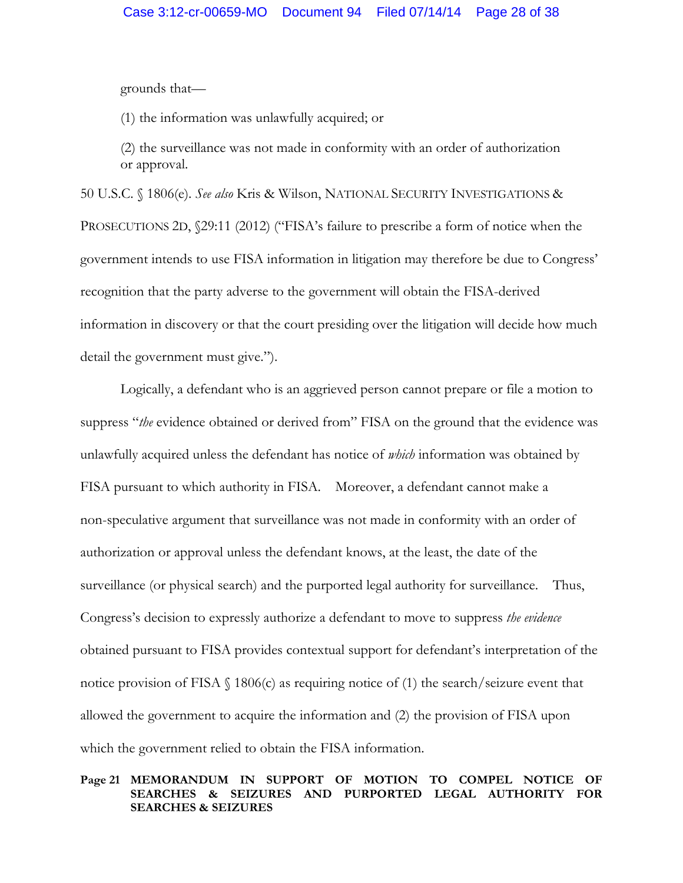grounds that—

(1) the information was unlawfully acquired; or

(2) the surveillance was not made in conformity with an order of authorization or approval.

50 U.S.C. § 1806(e). *See also* Kris & Wilson, NATIONAL SECURITY INVESTIGATIONS & PROSECUTIONS 2D, §29:11 (2012) ("FISA's failure to prescribe a form of notice when the government intends to use FISA information in litigation may therefore be due to Congress' recognition that the party adverse to the government will obtain the FISA-derived information in discovery or that the court presiding over the litigation will decide how much detail the government must give.").

Logically, a defendant who is an aggrieved person cannot prepare or file a motion to suppress "*the* evidence obtained or derived from" FISA on the ground that the evidence was unlawfully acquired unless the defendant has notice of *which* information was obtained by FISA pursuant to which authority in FISA. Moreover, a defendant cannot make a non-speculative argument that surveillance was not made in conformity with an order of authorization or approval unless the defendant knows, at the least, the date of the surveillance (or physical search) and the purported legal authority for surveillance. Thus, Congress's decision to expressly authorize a defendant to move to suppress *the evidence* obtained pursuant to FISA provides contextual support for defendant's interpretation of the notice provision of FISA § 1806(c) as requiring notice of (1) the search/seizure event that allowed the government to acquire the information and (2) the provision of FISA upon which the government relied to obtain the FISA information.

**Page 21 MEMORANDUM IN SUPPORT OF MOTION TO COMPEL NOTICE OF SEARCHES & SEIZURES AND PURPORTED LEGAL AUTHORITY FOR SEARCHES & SEIZURES**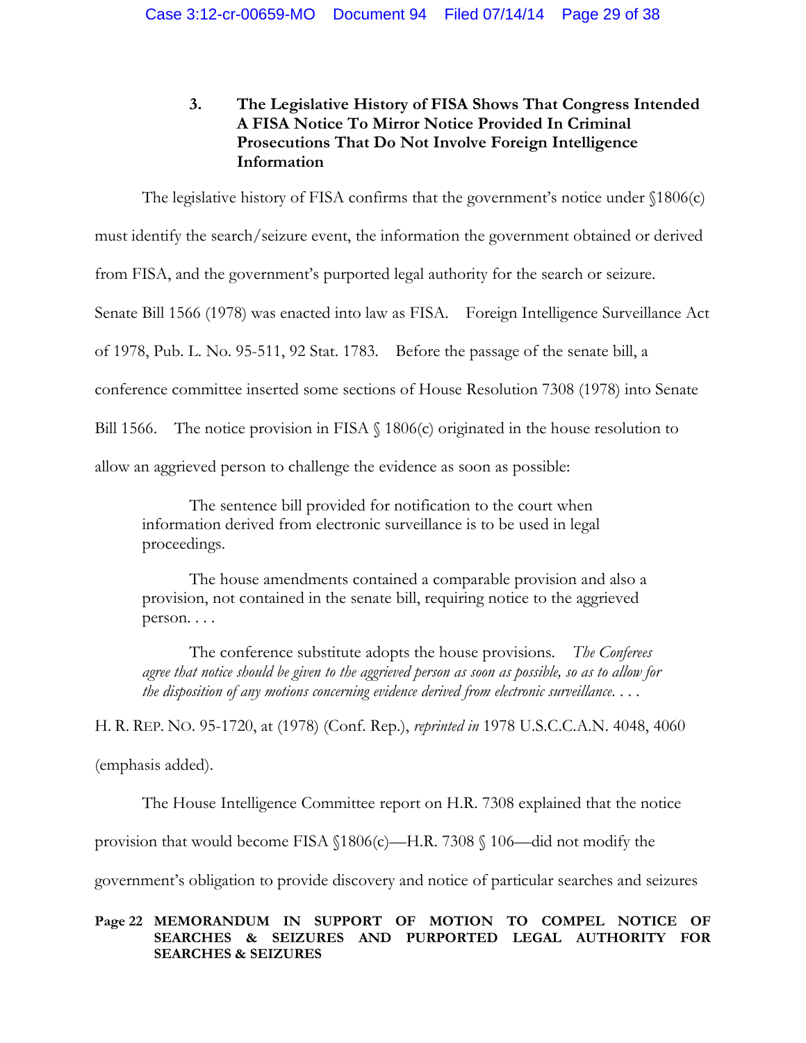### 3. The Legislative History of FISA Shows That Congress Intended A FISA Notice To Mirror Notice Provided In Criminal Prosecutions That Do Not Involve Foreign Intelligence Information

The legislative history of FISA confirms that the government's notice under §1806(c) must identify the search/seizure event, the information the government obtained or derived from FISA, and the government's purported legal authority for the search or seizure. Senate Bill 1566 (1978) was enacted into law as FISA. Foreign Intelligence Surveillance Act of 1978, Pub. L. No. 95-511, 92 Stat. 1783. Before the passage of the senate bill, a conference committee inserted some sections of House Resolution 7308 (1978) into Senate Bill 1566. The notice provision in FISA § 1806(c) originated in the house resolution to allow an aggrieved person to challenge the evidence as soon as possible:

> The sentence bill provided for notification to the court when information derived from electronic surveillance is to be used in legal proceedings.
>
> The house amendments contained a comparable provision and also a provision, not contained in the senate bill, requiring notice to the aggrieved person. . . .
>
> The conference substitute adopts the house provisions. *The Conferees agree that notice should be given to the aggrieved person as soon as possible, so as to allow for the disposition of any motions concerning evidence derived from electronic surveillance*. . . .

H. R. REP. NO. 95-1720, at (1978) (Conf. Rep.), *reprinted in* 1978 U.S.C.C.A.N. 4048, 4060 (emphasis added).

The House Intelligence Committee report on H.R. 7308 explained that the notice provision that would become FISA §1806(c)—H.R. 7308 § 106—did not modify the government's obligation to provide discovery and notice of particular searches and seizures

**Page 22 MEMORANDUM IN SUPPORT OF MOTION TO COMPEL NOTICE OF SEARCHES & SEIZURES AND PURPORTED LEGAL AUTHORITY FOR SEARCHES & SEIZURES**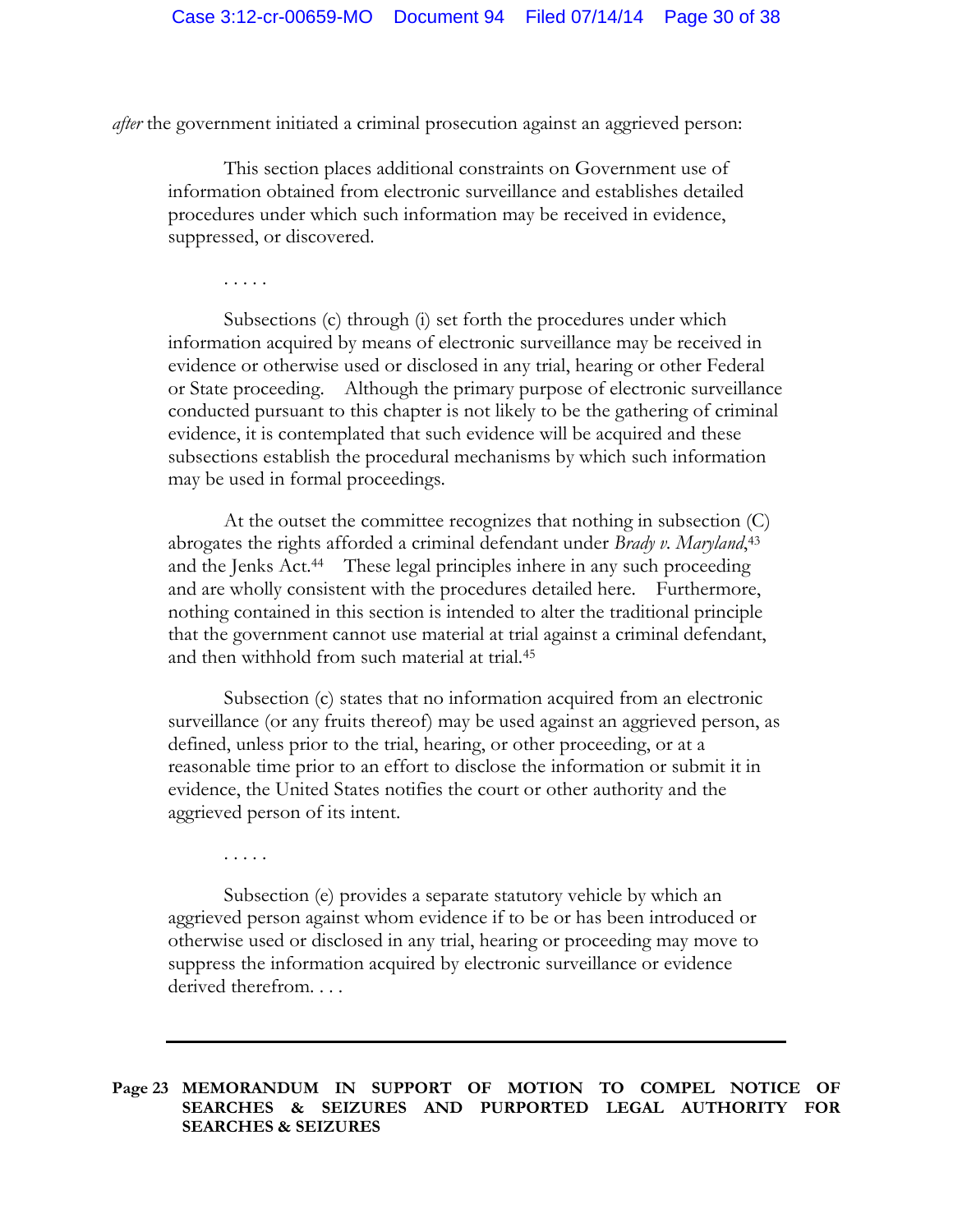*after* the government initiated a criminal prosecution against an aggrieved person:

> This section places additional constraints on Government use of information obtained from electronic surveillance and establishes detailed procedures under which such information may be received in evidence, suppressed, or discovered.
>
> . . . . .
>
> Subsections (c) through (i) set forth the procedures under which information acquired by means of electronic surveillance may be received in evidence or otherwise used or disclosed in any trial, hearing or other Federal or State proceeding. Although the primary purpose of electronic surveillance conducted pursuant to this chapter is not likely to be the gathering of criminal evidence, it is contemplated that such evidence will be acquired and these subsections establish the procedural mechanisms by which such information may be used in formal proceedings.
>
> At the outset the committee recognizes that nothing in subsection (C) abrogates the rights afforded a criminal defendant under *Brady v. Maryland*,[43] and the Jenks Act.[44] These legal principles inhere in any such proceeding and are wholly consistent with the procedures detailed here. Furthermore, nothing contained in this section is intended to alter the traditional principle that the government cannot use material at trial against a criminal defendant, and then withhold from such material at trial.[45]
>
> Subsection (c) states that no information acquired from an electronic surveillance (or any fruits thereof) may be used against an aggrieved person, as defined, unless prior to the trial, hearing, or other proceeding, or at a reasonable time prior to an effort to disclose the information or submit it in evidence, the United States notifies the court or other authority and the aggrieved person of its intent.
>
> . . . . .
>
> Subsection (e) provides a separate statutory vehicle by which an aggrieved person against whom evidence if to be or has been introduced or otherwise used or disclosed in any trial, hearing or proceeding may move to suppress the information acquired by electronic surveillance or evidence derived therefrom. . . .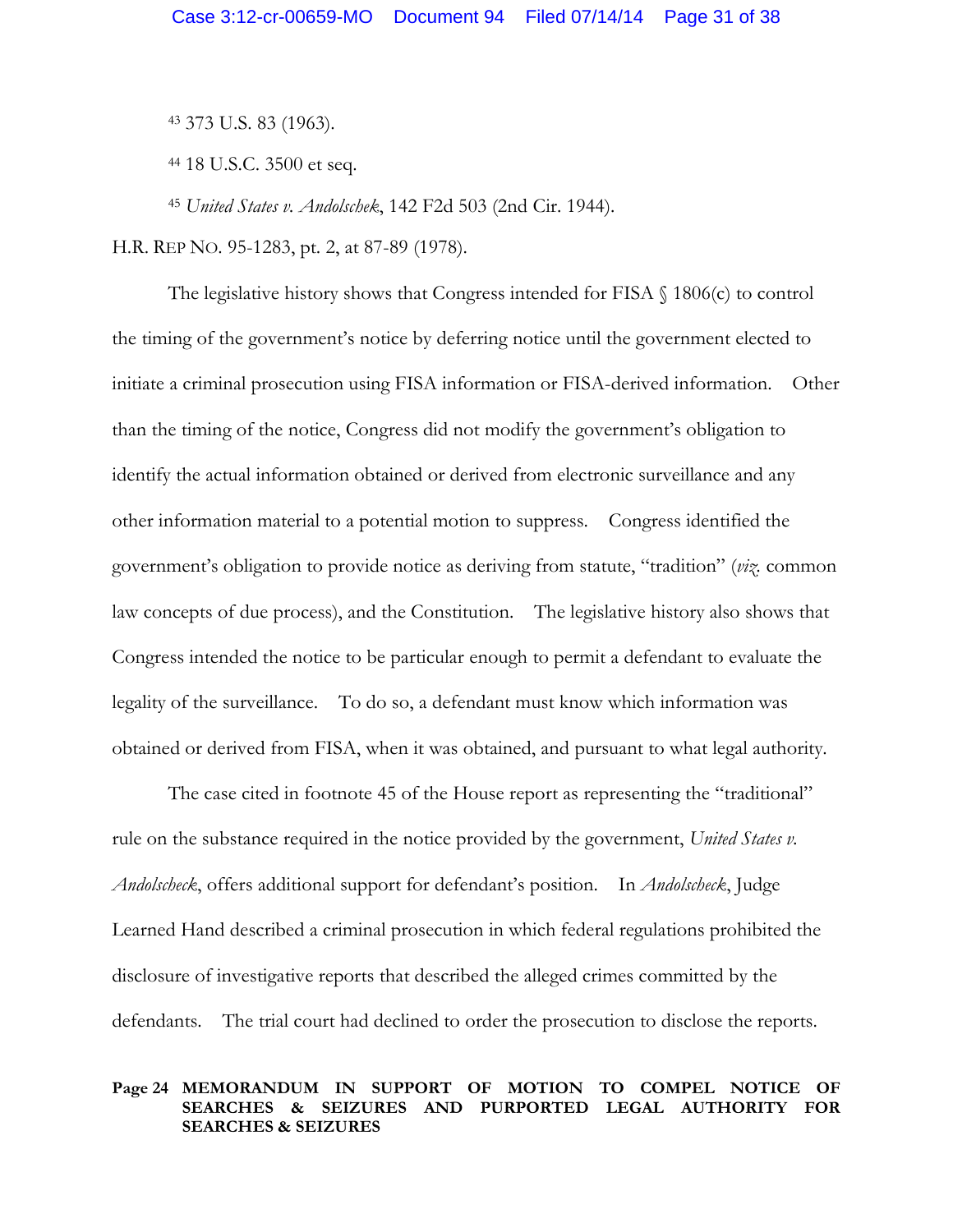[43] 373 U.S. 83 (1963).

[44] 18 U.S.C. 3500 et seq.

[45] *United States v. Andolschek*, 142 F2d 503 (2nd Cir. 1944).

H.R. REP NO. 95-1283, pt. 2, at 87-89 (1978).

The legislative history shows that Congress intended for FISA § 1806(c) to control the timing of the government's notice by deferring notice until the government elected to initiate a criminal prosecution using FISA information or FISA-derived information. Other than the timing of the notice, Congress did not modify the government's obligation to identify the actual information obtained or derived from electronic surveillance and any other information material to a potential motion to suppress. Congress identified the government's obligation to provide notice as deriving from statute, "tradition" (*viz.* common law concepts of due process), and the Constitution. The legislative history also shows that Congress intended the notice to be particular enough to permit a defendant to evaluate the legality of the surveillance. To do so, a defendant must know which information was obtained or derived from FISA, when it was obtained, and pursuant to what legal authority.

The case cited in footnote 45 of the House report as representing the "traditional" rule on the substance required in the notice provided by the government, *United States v. Andolscheck*, offers additional support for defendant's position. In *Andolscheck*, Judge Learned Hand described a criminal prosecution in which federal regulations prohibited the disclosure of investigative reports that described the alleged crimes committed by the defendants. The trial court had declined to order the prosecution to disclose the reports.

**Page 24 MEMORANDUM IN SUPPORT OF MOTION TO COMPEL NOTICE OF SEARCHES & SEIZURES AND PURPORTED LEGAL AUTHORITY FOR SEARCHES & SEIZURES**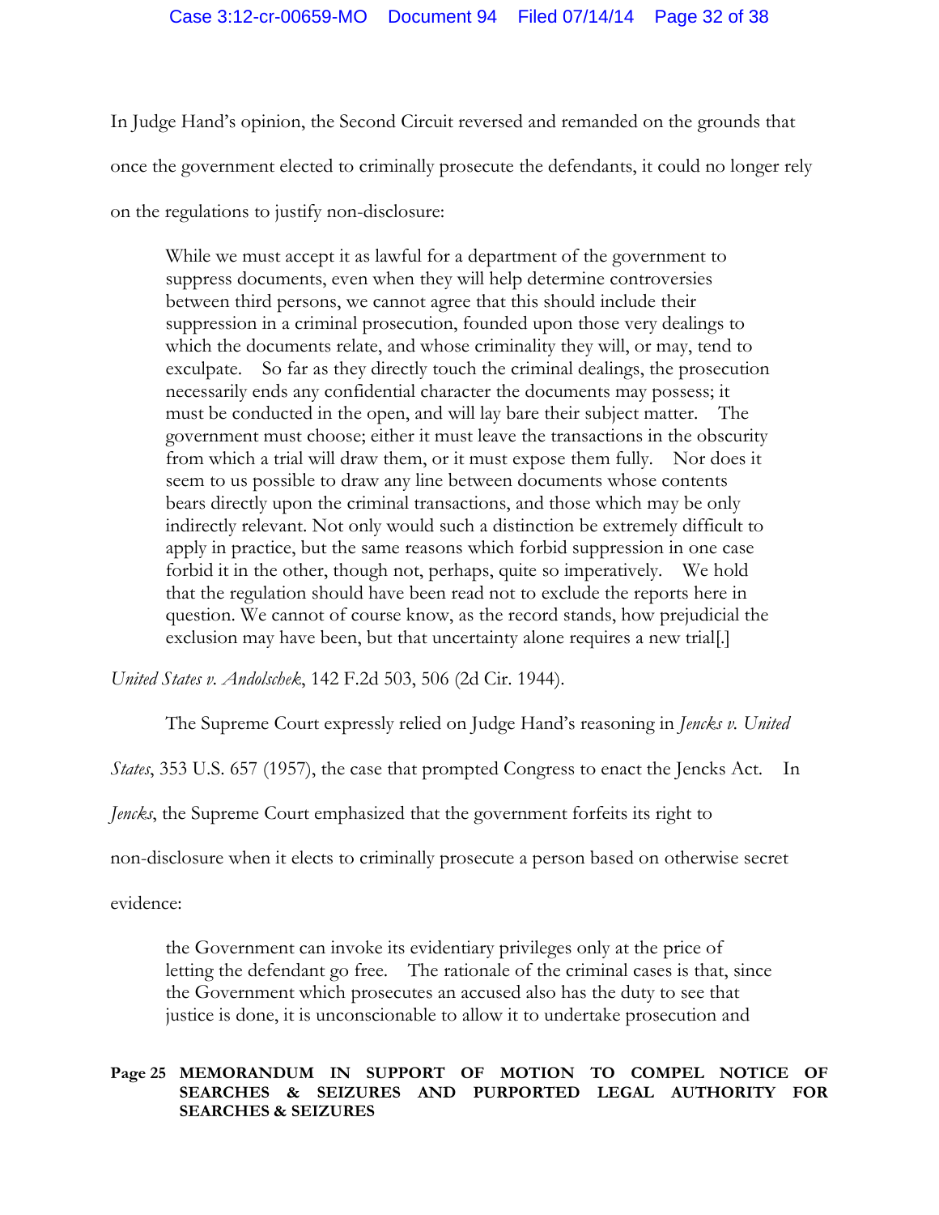In Judge Hand's opinion, the Second Circuit reversed and remanded on the grounds that once the government elected to criminally prosecute the defendants, it could no longer rely on the regulations to justify non-disclosure:

> While we must accept it as lawful for a department of the government to suppress documents, even when they will help determine controversies between third persons, we cannot agree that this should include their suppression in a criminal prosecution, founded upon those very dealings to which the documents relate, and whose criminality they will, or may, tend to exculpate. So far as they directly touch the criminal dealings, the prosecution necessarily ends any confidential character the documents may possess; it must be conducted in the open, and will lay bare their subject matter. The government must choose; either it must leave the transactions in the obscurity from which a trial will draw them, or it must expose them fully. Nor does it seem to us possible to draw any line between documents whose contents bears directly upon the criminal transactions, and those which may be only indirectly relevant. Not only would such a distinction be extremely difficult to apply in practice, but the same reasons which forbid suppression in one case forbid it in the other, though not, perhaps, quite so imperatively. We hold that the regulation should have been read not to exclude the reports here in question. We cannot of course know, as the record stands, how prejudicial the exclusion may have been, but that uncertainty alone requires a new trial[.]

*United States v. Andolschek*, 142 F.2d 503, 506 (2d Cir. 1944).

The Supreme Court expressly relied on Judge Hand's reasoning in *Jencks v. United States*, 353 U.S. 657 (1957), the case that prompted Congress to enact the Jencks Act. In *Jencks*, the Supreme Court emphasized that the government forfeits its right to non-disclosure when it elects to criminally prosecute a person based on otherwise secret evidence:

> the Government can invoke its evidentiary privileges only at the price of letting the defendant go free. The rationale of the criminal cases is that, since the Government which prosecutes an accused also has the duty to see that justice is done, it is unconscionable to allow it to undertake prosecution and

**Page 25 MEMORANDUM IN SUPPORT OF MOTION TO COMPEL NOTICE OF SEARCHES & SEIZURES AND PURPORTED LEGAL AUTHORITY FOR SEARCHES & SEIZURES**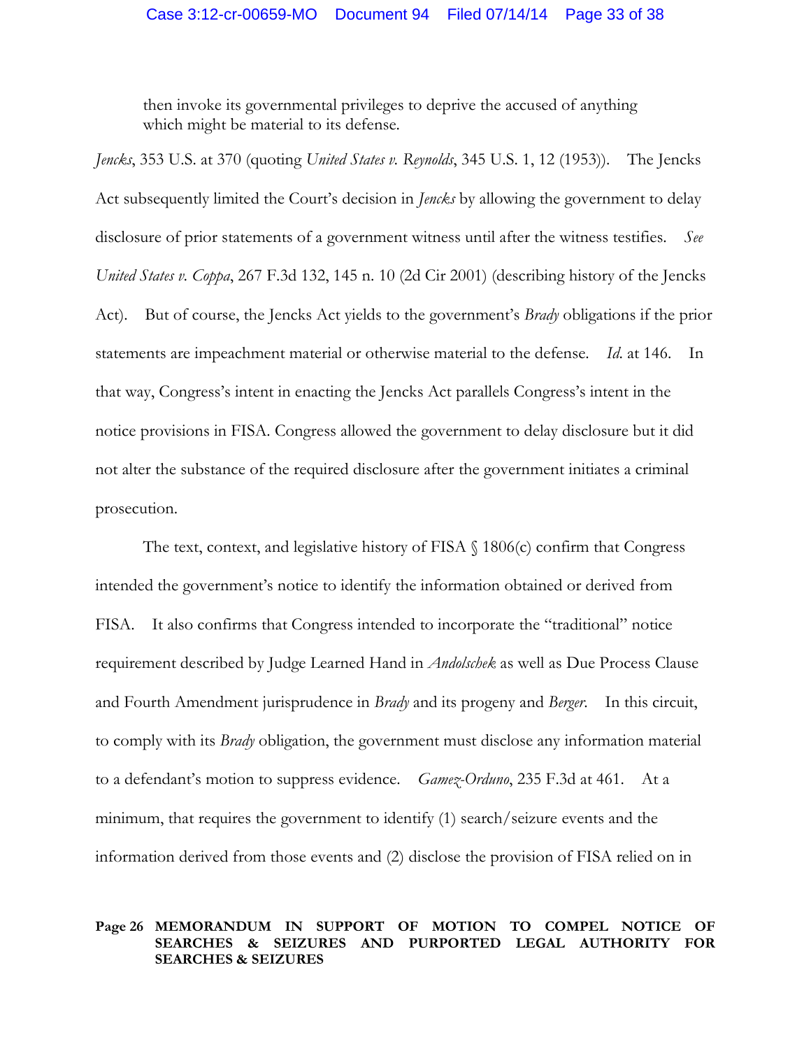then invoke its governmental privileges to deprive the accused of anything which might be material to its defense.

*Jencks*, 353 U.S. at 370 (quoting *United States v. Reynolds*, 345 U.S. 1, 12 (1953)). The Jencks Act subsequently limited the Court's decision in *Jencks* by allowing the government to delay disclosure of prior statements of a government witness until after the witness testifies. *See United States v. Coppa*, 267 F.3d 132, 145 n. 10 (2d Cir 2001) (describing history of the Jencks Act). But of course, the Jencks Act yields to the government's *Brady* obligations if the prior statements are impeachment material or otherwise material to the defense. *Id.* at 146. In that way, Congress's intent in enacting the Jencks Act parallels Congress's intent in the notice provisions in FISA. Congress allowed the government to delay disclosure but it did not alter the substance of the required disclosure after the government initiates a criminal prosecution.

The text, context, and legislative history of FISA § 1806(c) confirm that Congress intended the government's notice to identify the information obtained or derived from FISA. It also confirms that Congress intended to incorporate the "traditional" notice requirement described by Judge Learned Hand in *Andolschek* as well as Due Process Clause and Fourth Amendment jurisprudence in *Brady* and its progeny and *Berger*. In this circuit, to comply with its *Brady* obligation, the government must disclose any information material to a defendant's motion to suppress evidence. *Gamez-Orduno*, 235 F.3d at 461. At a minimum, that requires the government to identify (1) search/seizure events and the information derived from those events and (2) disclose the provision of FISA relied on in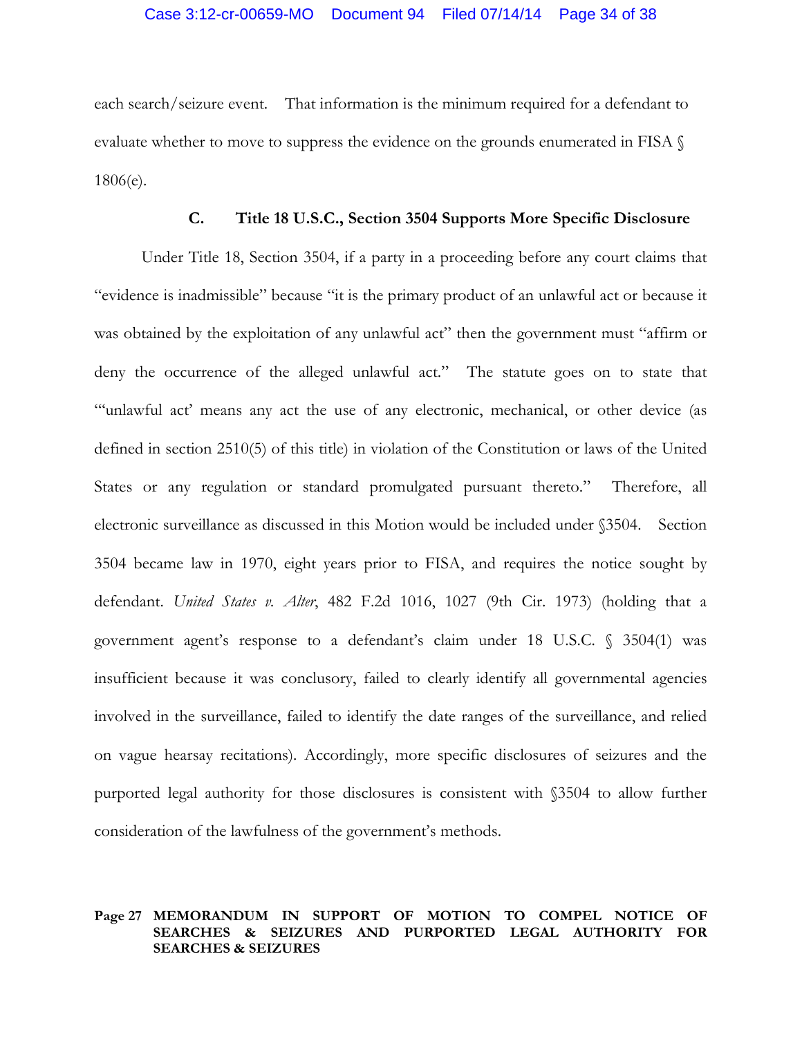each search/seizure event. That information is the minimum required for a defendant to evaluate whether to move to suppress the evidence on the grounds enumerated in FISA § 1806(e).

### C. Title 18 U.S.C., Section 3504 Supports More Specific Disclosure

Under Title 18, Section 3504, if a party in a proceeding before any court claims that "evidence is inadmissible" because "it is the primary product of an unlawful act or because it was obtained by the exploitation of any unlawful act" then the government must "affirm or deny the occurrence of the alleged unlawful act." The statute goes on to state that "'unlawful act' means any act the use of any electronic, mechanical, or other device (as defined in section 2510(5) of this title) in violation of the Constitution or laws of the United States or any regulation or standard promulgated pursuant thereto." Therefore, all electronic surveillance as discussed in this Motion would be included under §3504. Section 3504 became law in 1970, eight years prior to FISA, and requires the notice sought by defendant. *United States v. Alter*, 482 F.2d 1016, 1027 (9th Cir. 1973) (holding that a government agent's response to a defendant's claim under 18 U.S.C. § 3504(1) was insufficient because it was conclusory, failed to clearly identify all governmental agencies involved in the surveillance, failed to identify the date ranges of the surveillance, and relied on vague hearsay recitations). Accordingly, more specific disclosures of seizures and the purported legal authority for those disclosures is consistent with §3504 to allow further consideration of the lawfulness of the government's methods.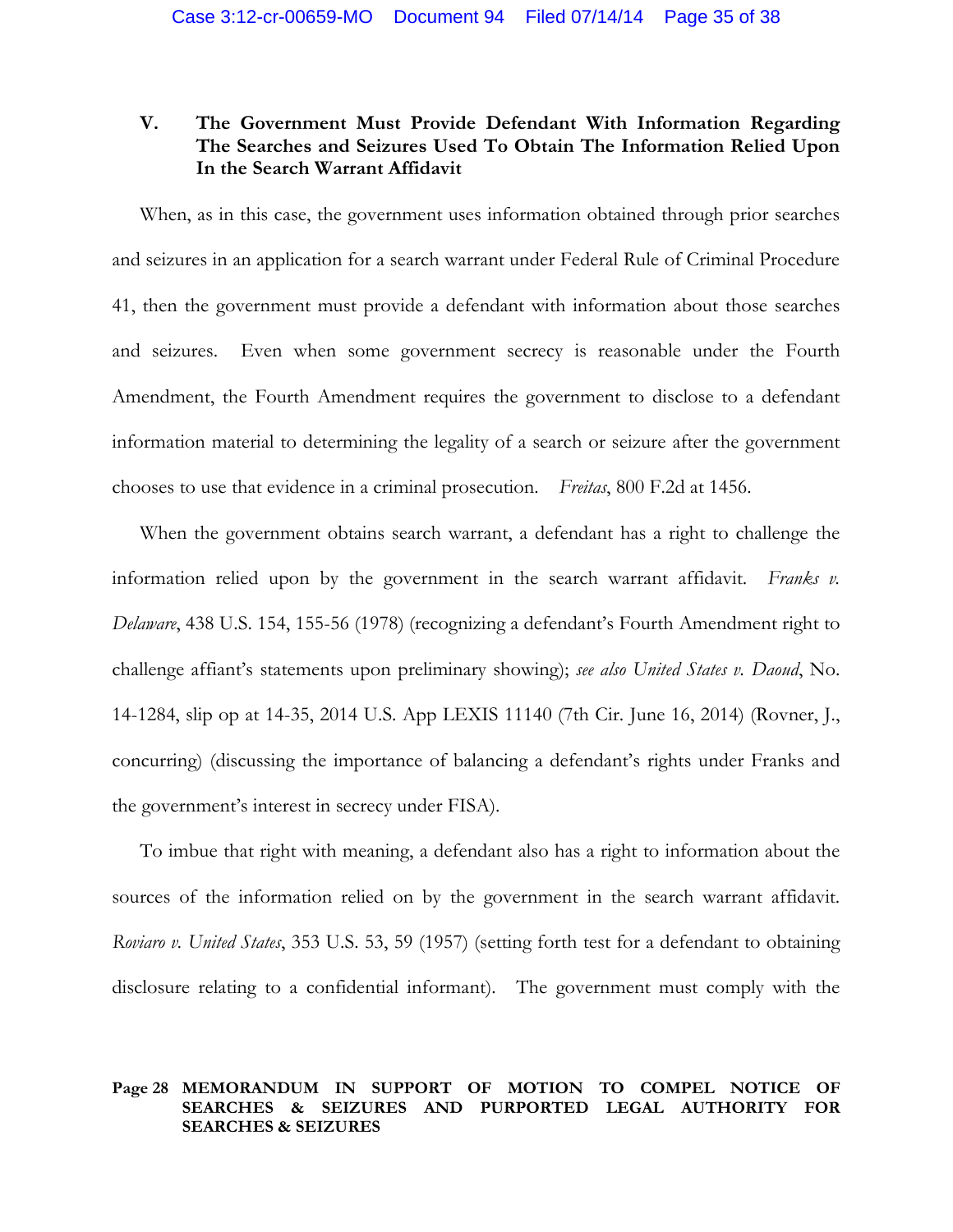## V. The Government Must Provide Defendant With Information Regarding The Searches and Seizures Used To Obtain The Information Relied Upon In the Search Warrant Affidavit

When, as in this case, the government uses information obtained through prior searches and seizures in an application for a search warrant under Federal Rule of Criminal Procedure 41, then the government must provide a defendant with information about those searches and seizures. Even when some government secrecy is reasonable under the Fourth Amendment, the Fourth Amendment requires the government to disclose to a defendant information material to determining the legality of a search or seizure after the government chooses to use that evidence in a criminal prosecution. *Freitas*, 800 F.2d at 1456.

When the government obtains search warrant, a defendant has a right to challenge the information relied upon by the government in the search warrant affidavit. *Franks v. Delaware*, 438 U.S. 154, 155-56 (1978) (recognizing a defendant's Fourth Amendment right to challenge affiant's statements upon preliminary showing); *see also United States v. Daoud*, No. 14-1284, slip op at 14-35, 2014 U.S. App LEXIS 11140 (7th Cir. June 16, 2014) (Rovner, J., concurring) (discussing the importance of balancing a defendant's rights under Franks and the government's interest in secrecy under FISA).

To imbue that right with meaning, a defendant also has a right to information about the sources of the information relied on by the government in the search warrant affidavit. *Roviaro v. United States*, 353 U.S. 53, 59 (1957) (setting forth test for a defendant to obtaining disclosure relating to a confidential informant). The government must comply with the

**Page 28 MEMORANDUM IN SUPPORT OF MOTION TO COMPEL NOTICE OF SEARCHES & SEIZURES AND PURPORTED LEGAL AUTHORITY FOR SEARCHES & SEIZURES**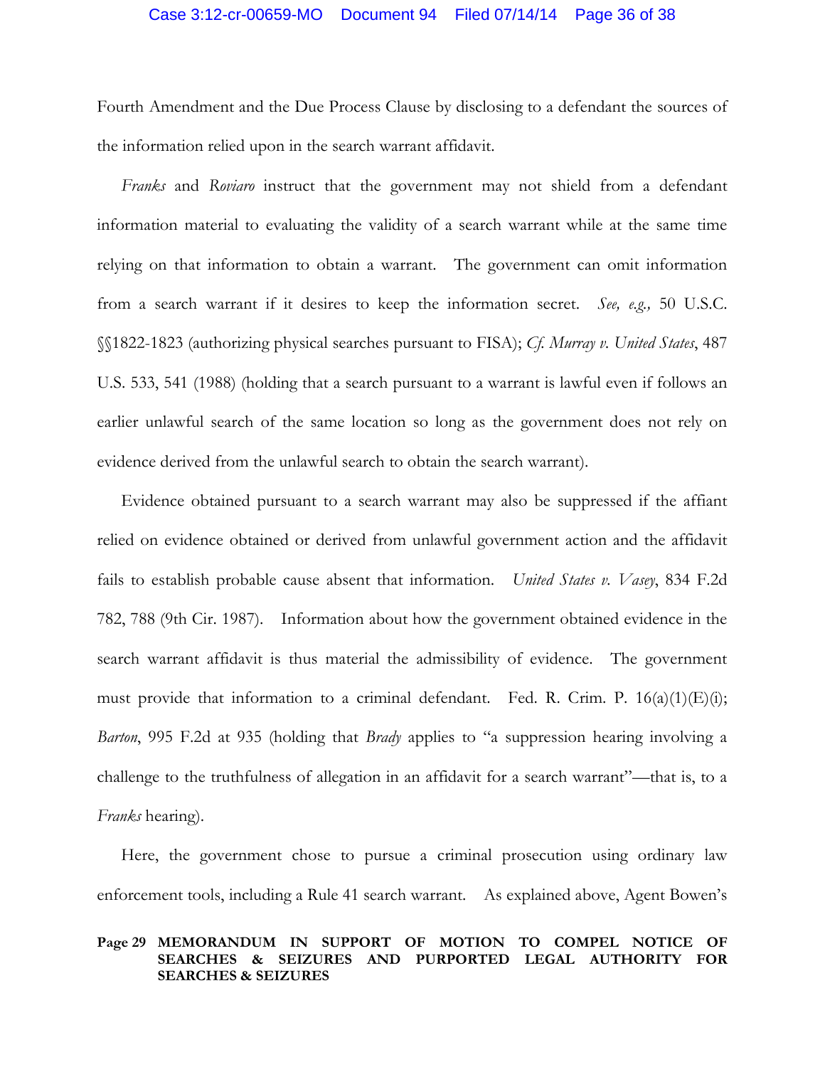Fourth Amendment and the Due Process Clause by disclosing to a defendant the sources of the information relied upon in the search warrant affidavit.

*Franks* and *Roviaro* instruct that the government may not shield from a defendant information material to evaluating the validity of a search warrant while at the same time relying on that information to obtain a warrant. The government can omit information from a search warrant if it desires to keep the information secret. *See, e.g.,* 50 U.S.C. §§1822-1823 (authorizing physical searches pursuant to FISA); *Cf. Murray v. United States*, 487 U.S. 533, 541 (1988) (holding that a search pursuant to a warrant is lawful even if follows an earlier unlawful search of the same location so long as the government does not rely on evidence derived from the unlawful search to obtain the search warrant).

Evidence obtained pursuant to a search warrant may also be suppressed if the affiant relied on evidence obtained or derived from unlawful government action and the affidavit fails to establish probable cause absent that information. *United States v. Vasey*, 834 F.2d 782, 788 (9th Cir. 1987). Information about how the government obtained evidence in the search warrant affidavit is thus material the admissibility of evidence. The government must provide that information to a criminal defendant. Fed. R. Crim. P. 16(a)(1)(E)(i); *Barton*, 995 F.2d at 935 (holding that *Brady* applies to "a suppression hearing involving a challenge to the truthfulness of allegation in an affidavit for a search warrant"—that is, to a *Franks* hearing).

Here, the government chose to pursue a criminal prosecution using ordinary law enforcement tools, including a Rule 41 search warrant. As explained above, Agent Bowen's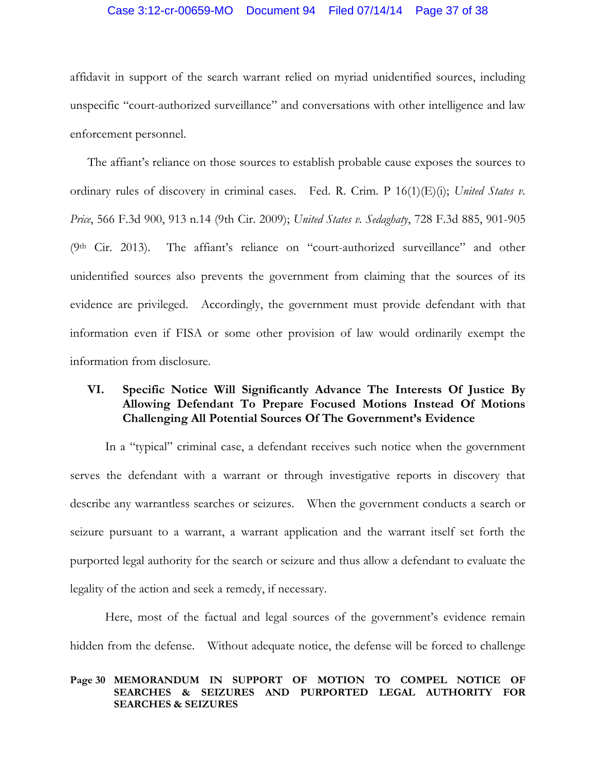affidavit in support of the search warrant relied on myriad unidentified sources, including unspecific "court-authorized surveillance" and conversations with other intelligence and law enforcement personnel.

The affiant's reliance on those sources to establish probable cause exposes the sources to ordinary rules of discovery in criminal cases. Fed. R. Crim. P 16(1)(E)(i); *United States v. Price*, 566 F.3d 900, 913 n.14 (9th Cir. 2009); *United States v. Sedaghaty*, 728 F.3d 885, 901-905 (9th Cir. 2013). The affiant's reliance on "court-authorized surveillance" and other unidentified sources also prevents the government from claiming that the sources of its evidence are privileged. Accordingly, the government must provide defendant with that information even if FISA or some other provision of law would ordinarily exempt the information from disclosure.

## VI. Specific Notice Will Significantly Advance The Interests Of Justice By Allowing Defendant To Prepare Focused Motions Instead Of Motions Challenging All Potential Sources Of The Government's Evidence

In a "typical" criminal case, a defendant receives such notice when the government serves the defendant with a warrant or through investigative reports in discovery that describe any warrantless searches or seizures. When the government conducts a search or seizure pursuant to a warrant, a warrant application and the warrant itself set forth the purported legal authority for the search or seizure and thus allow a defendant to evaluate the legality of the action and seek a remedy, if necessary.

Here, most of the factual and legal sources of the government's evidence remain hidden from the defense. Without adequate notice, the defense will be forced to challenge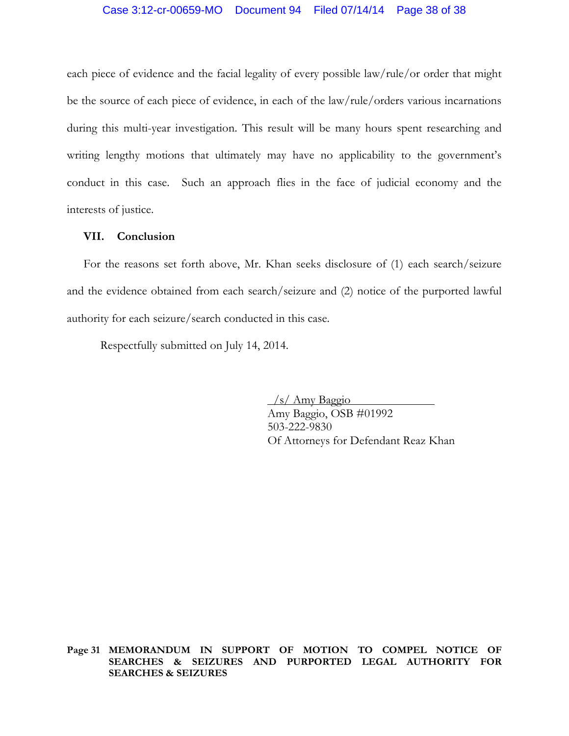each piece of evidence and the facial legality of every possible law/rule/or order that might be the source of each piece of evidence, in each of the law/rule/orders various incarnations during this multi-year investigation. This result will be many hours spent researching and writing lengthy motions that ultimately may have no applicability to the government's conduct in this case. Such an approach flies in the face of judicial economy and the interests of justice.

## VII. Conclusion

For the reasons set forth above, Mr. Khan seeks disclosure of (1) each search/seizure and the evidence obtained from each search/seizure and (2) notice of the purported lawful authority for each seizure/search conducted in this case.

Respectfully submitted on July 14, 2014.

/s/ Amy Baggio
Amy Baggio, OSB #01992
503-222-9830
Of Attorneys for Defendant Reaz Khan

**Page 31 MEMORANDUM IN SUPPORT OF MOTION TO COMPEL NOTICE OF SEARCHES & SEIZURES AND PURPORTED LEGAL AUTHORITY FOR SEARCHES & SEIZURES**